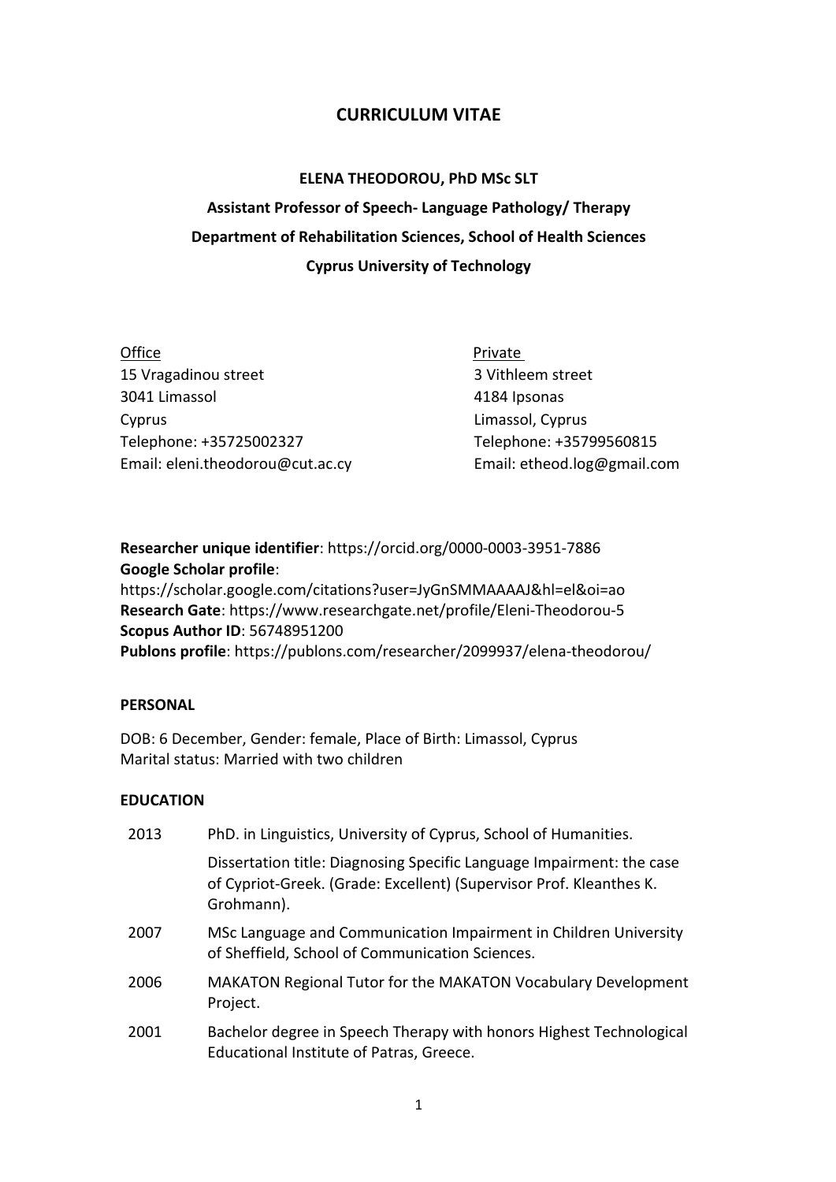# CURRICULUM VITAE

**ELENA THEODOROU, PhD MSc SLT**

**Assistant Professor of Speech- Language Pathology/ Therapy**

**Department of Rehabilitation Sciences, School of Health Sciences**

**Cyprus University of Technology**

Office
15 Vragadinou street
3041 Limassol
Cyprus
Telephone: +35725002327
Email: eleni.theodorou@cut.ac.cy

Private
3 Vithleem street
4184 Ipsonas
Limassol, Cyprus
Telephone: +35799560815
Email: etheod.log@gmail.com

**Researcher unique identifier**: https://orcid.org/0000-0003-3951-7886
**Google Scholar profile**:
https://scholar.google.com/citations?user=JyGnSMMAAAAJ&hl=el&oi=ao
**Research Gate**: https://www.researchgate.net/profile/Eleni-Theodorou-5
**Scopus Author ID**: 56748951200
**Publons profile**: https://publons.com/researcher/2099937/elena-theodorou/

## PERSONAL

DOB: 6 December, Gender: female, Place of Birth: Limassol, Cyprus
Marital status: Married with two children

## EDUCATION

| | |
|---|---|
| 2013 | PhD. in Linguistics, University of Cyprus, School of Humanities. Dissertation title: Diagnosing Specific Language Impairment: the case of Cypriot-Greek. (Grade: Excellent) (Supervisor Prof. Kleanthes K. Grohmann). |
| 2007 | MSc Language and Communication Impairment in Children University of Sheffield, School of Communication Sciences. |
| 2006 | MAKATON Regional Tutor for the MAKATON Vocabulary Development Project. |
| 2001 | Bachelor degree in Speech Therapy with honors Highest Technological Educational Institute of Patras, Greece. |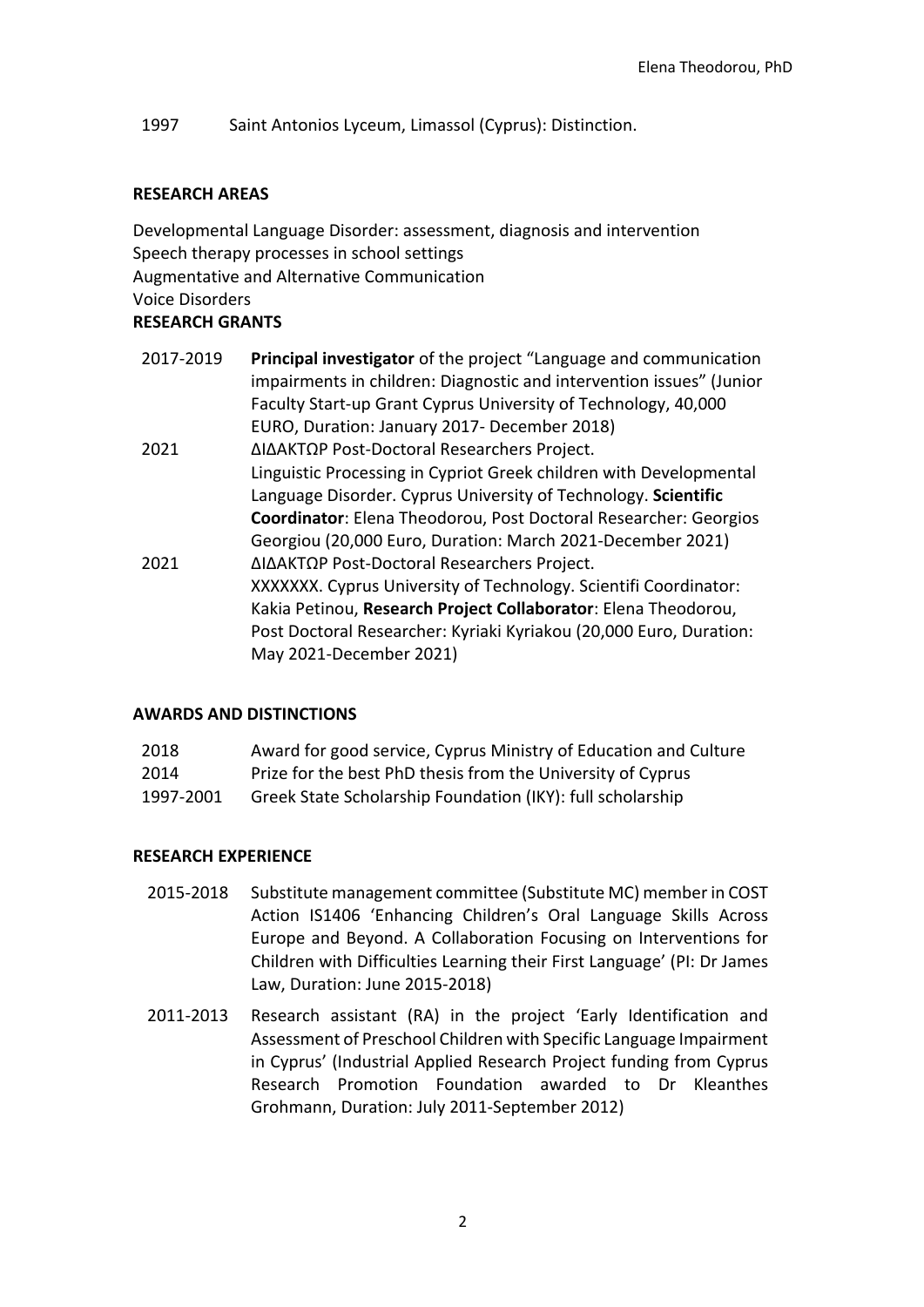1997 Saint Antonios Lyceum, Limassol (Cyprus): Distinction.

## RESEARCH AREAS

Developmental Language Disorder: assessment, diagnosis and intervention
Speech therapy processes in school settings
Augmentative and Alternative Communication
Voice Disorders

## RESEARCH GRANTS

| | |
|---|---|
| 2017-2019 | **Principal investigator** of the project "Language and communication impairments in children: Diagnostic and intervention issues" (Junior Faculty Start-up Grant Cyprus University of Technology, 40,000 EURO, Duration: January 2017- December 2018) |
| 2021 | ΔΙΔΑΚΤΩΡ Post-Doctoral Researchers Project. Linguistic Processing in Cypriot Greek children with Developmental Language Disorder. Cyprus University of Technology. **Scientific Coordinator**: Elena Theodorou, Post Doctoral Researcher: Georgios Georgiou (20,000 Euro, Duration: March 2021-December 2021) |
| 2021 | ΔΙΔΑΚΤΩΡ Post-Doctoral Researchers Project. XXXXXXX. Cyprus University of Technology. Scientifi Coordinator: Kakia Petinou, **Research Project Collaborator**: Elena Theodorou, Post Doctoral Researcher: Kyriaki Kyriakou (20,000 Euro, Duration: May 2021-December 2021) |

## AWARDS AND DISTINCTIONS

| | |
|---|---|
| 2018 | Award for good service, Cyprus Ministry of Education and Culture |
| 2014 | Prize for the best PhD thesis from the University of Cyprus |
| 1997-2001 | Greek State Scholarship Foundation (IKY): full scholarship |

## RESEARCH EXPERIENCE

| | |
|---|---|
| 2015-2018 | Substitute management committee (Substitute MC) member in COST Action IS1406 'Enhancing Children's Oral Language Skills Across Europe and Beyond. A Collaboration Focusing on Interventions for Children with Difficulties Learning their First Language' (PI: Dr James Law, Duration: June 2015-2018) |
| 2011-2013 | Research assistant (RA) in the project 'Early Identification and Assessment of Preschool Children with Specific Language Impairment in Cyprus' (Industrial Applied Research Project funding from Cyprus Research Promotion Foundation awarded to Dr Kleanthes Grohmann, Duration: July 2011-September 2012) |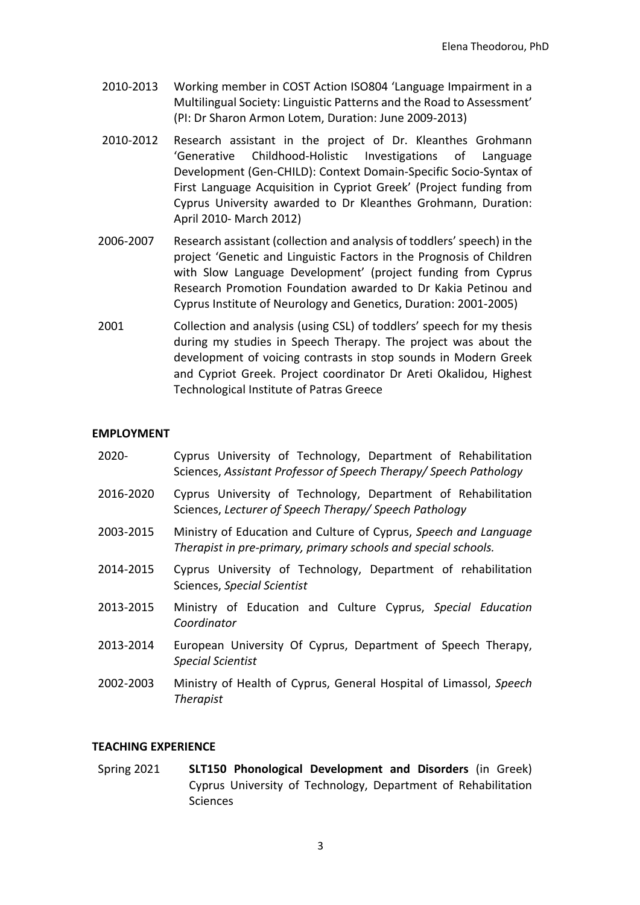2010-2013 Working member in COST Action ISO804 'Language Impairment in a Multilingual Society: Linguistic Patterns and the Road to Assessment' (PI: Dr Sharon Armon Lotem, Duration: June 2009-2013)

2010-2012 Research assistant in the project of Dr. Kleanthes Grohmann 'Generative Childhood-Holistic Investigations of Language Development (Gen-CHILD): Context Domain-Specific Socio-Syntax of First Language Acquisition in Cypriot Greek' (Project funding from Cyprus University awarded to Dr Kleanthes Grohmann, Duration: April 2010- March 2012)

2006-2007 Research assistant (collection and analysis of toddlers' speech) in the project 'Genetic and Linguistic Factors in the Prognosis of Children with Slow Language Development' (project funding from Cyprus Research Promotion Foundation awarded to Dr Kakia Petinou and Cyprus Institute of Neurology and Genetics, Duration: 2001-2005)

2001 Collection and analysis (using CSL) of toddlers' speech for my thesis during my studies in Speech Therapy. The project was about the development of voicing contrasts in stop sounds in Modern Greek and Cypriot Greek. Project coordinator Dr Areti Okalidou, Highest Technological Institute of Patras Greece

**EMPLOYMENT**

2020- Cyprus University of Technology, Department of Rehabilitation Sciences, *Assistant Professor of Speech Therapy/ Speech Pathology*

2016-2020 Cyprus University of Technology, Department of Rehabilitation Sciences, *Lecturer of Speech Therapy/ Speech Pathology*

2003-2015 Ministry of Education and Culture of Cyprus, *Speech and Language Therapist in pre-primary, primary schools and special schools.*

2014-2015 Cyprus University of Technology, Department of rehabilitation Sciences, *Special Scientist*

2013-2015 Ministry of Education and Culture Cyprus, *Special Education Coordinator*

2013-2014 European University Of Cyprus, Department of Speech Therapy, *Special Scientist*

2002-2003 Ministry of Health of Cyprus, General Hospital of Limassol, *Speech Therapist*

**TEACHING EXPERIENCE**

Spring 2021 **SLT150 Phonological Development and Disorders** (in Greek) Cyprus University of Technology, Department of Rehabilitation Sciences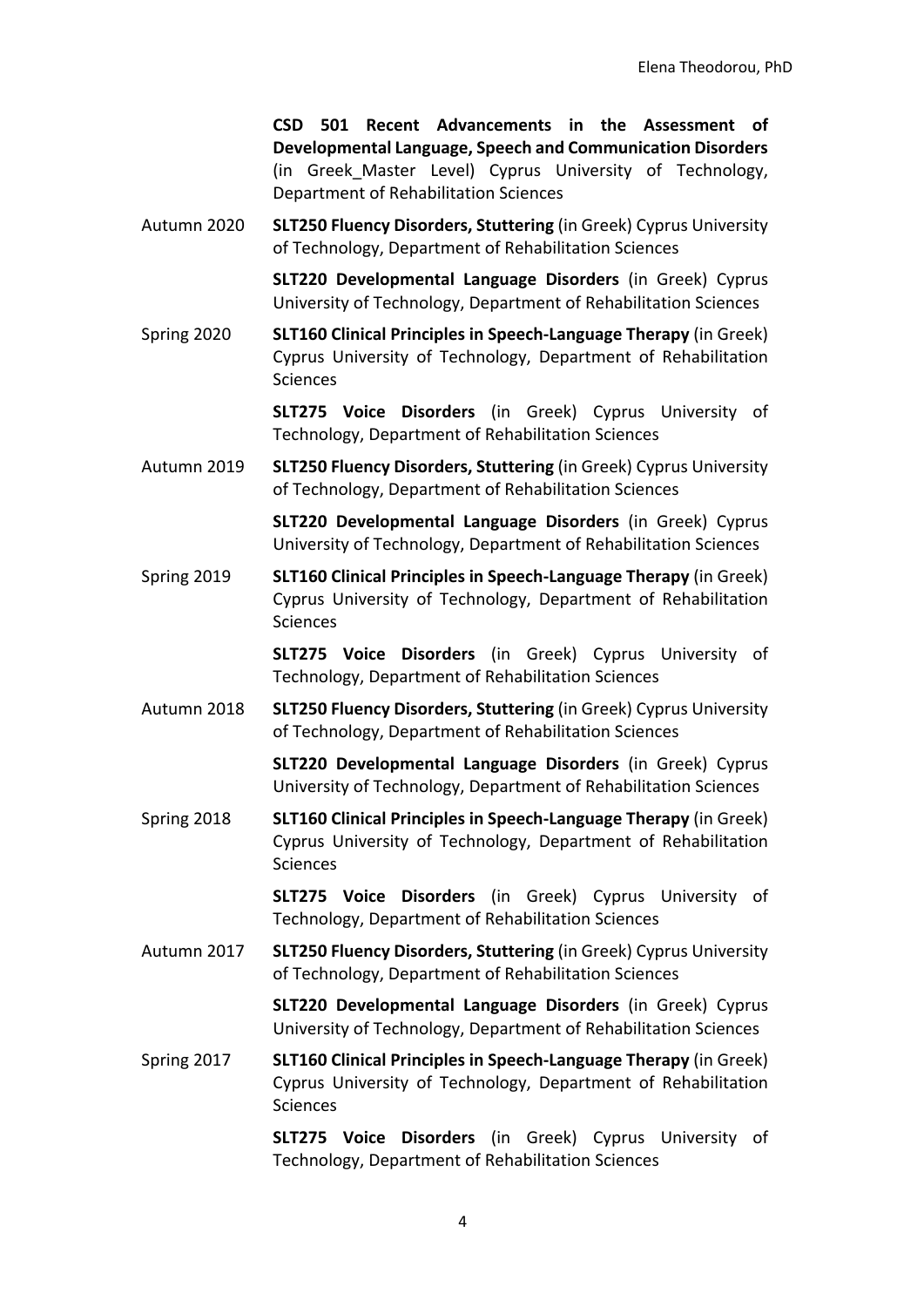**CSD 501 Recent Advancements in the Assessment of Developmental Language, Speech and Communication Disorders** (in Greek_Master Level) Cyprus University of Technology, Department of Rehabilitation Sciences

Autumn 2020 **SLT250 Fluency Disorders, Stuttering** (in Greek) Cyprus University of Technology, Department of Rehabilitation Sciences

**SLT220 Developmental Language Disorders** (in Greek) Cyprus University of Technology, Department of Rehabilitation Sciences

Spring 2020 **SLT160 Clinical Principles in Speech-Language Therapy** (in Greek) Cyprus University of Technology, Department of Rehabilitation Sciences

**SLT275 Voice Disorders** (in Greek) Cyprus University of Technology, Department of Rehabilitation Sciences

Autumn 2019 **SLT250 Fluency Disorders, Stuttering** (in Greek) Cyprus University of Technology, Department of Rehabilitation Sciences

**SLT220 Developmental Language Disorders** (in Greek) Cyprus University of Technology, Department of Rehabilitation Sciences

Spring 2019 **SLT160 Clinical Principles in Speech-Language Therapy** (in Greek) Cyprus University of Technology, Department of Rehabilitation Sciences

**SLT275 Voice Disorders** (in Greek) Cyprus University of Technology, Department of Rehabilitation Sciences

Autumn 2018 **SLT250 Fluency Disorders, Stuttering** (in Greek) Cyprus University of Technology, Department of Rehabilitation Sciences

**SLT220 Developmental Language Disorders** (in Greek) Cyprus University of Technology, Department of Rehabilitation Sciences

Spring 2018 **SLT160 Clinical Principles in Speech-Language Therapy** (in Greek) Cyprus University of Technology, Department of Rehabilitation Sciences

**SLT275 Voice Disorders** (in Greek) Cyprus University of Technology, Department of Rehabilitation Sciences

Autumn 2017 **SLT250 Fluency Disorders, Stuttering** (in Greek) Cyprus University of Technology, Department of Rehabilitation Sciences

**SLT220 Developmental Language Disorders** (in Greek) Cyprus University of Technology, Department of Rehabilitation Sciences

Spring 2017 **SLT160 Clinical Principles in Speech-Language Therapy** (in Greek) Cyprus University of Technology, Department of Rehabilitation Sciences

**SLT275 Voice Disorders** (in Greek) Cyprus University of Technology, Department of Rehabilitation Sciences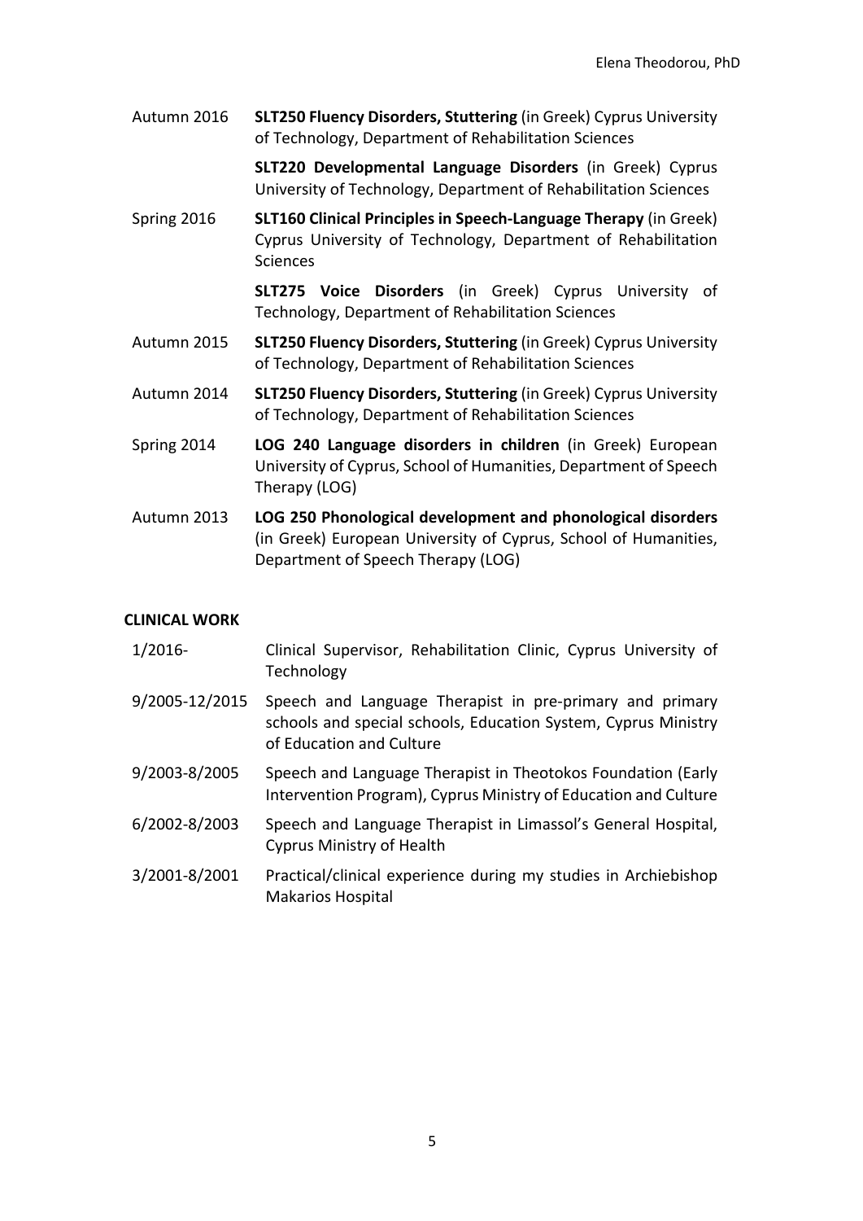| | |
|---|---|
| Autumn 2016 | **SLT250 Fluency Disorders, Stuttering** (in Greek) Cyprus University of Technology, Department of Rehabilitation Sciences |
| | **SLT220 Developmental Language Disorders** (in Greek) Cyprus University of Technology, Department of Rehabilitation Sciences |
| Spring 2016 | **SLT160 Clinical Principles in Speech-Language Therapy** (in Greek) Cyprus University of Technology, Department of Rehabilitation Sciences |
| | **SLT275 Voice Disorders** (in Greek) Cyprus University of Technology, Department of Rehabilitation Sciences |
| Autumn 2015 | **SLT250 Fluency Disorders, Stuttering** (in Greek) Cyprus University of Technology, Department of Rehabilitation Sciences |
| Autumn 2014 | **SLT250 Fluency Disorders, Stuttering** (in Greek) Cyprus University of Technology, Department of Rehabilitation Sciences |
| Spring 2014 | **LOG 240 Language disorders in children** (in Greek) European University of Cyprus, School of Humanities, Department of Speech Therapy (LOG) |
| Autumn 2013 | **LOG 250 Phonological development and phonological disorders** (in Greek) European University of Cyprus, School of Humanities, Department of Speech Therapy (LOG) |

**CLINICAL WORK**

| | |
|---|---|
| 1/2016- | Clinical Supervisor, Rehabilitation Clinic, Cyprus University of Technology |
| 9/2005-12/2015 | Speech and Language Therapist in pre-primary and primary schools and special schools, Education System, Cyprus Ministry of Education and Culture |
| 9/2003-8/2005 | Speech and Language Therapist in Theotokos Foundation (Early Intervention Program), Cyprus Ministry of Education and Culture |
| 6/2002-8/2003 | Speech and Language Therapist in Limassol's General Hospital, Cyprus Ministry of Health |
| 3/2001-8/2001 | Practical/clinical experience during my studies in Archiebishop Makarios Hospital |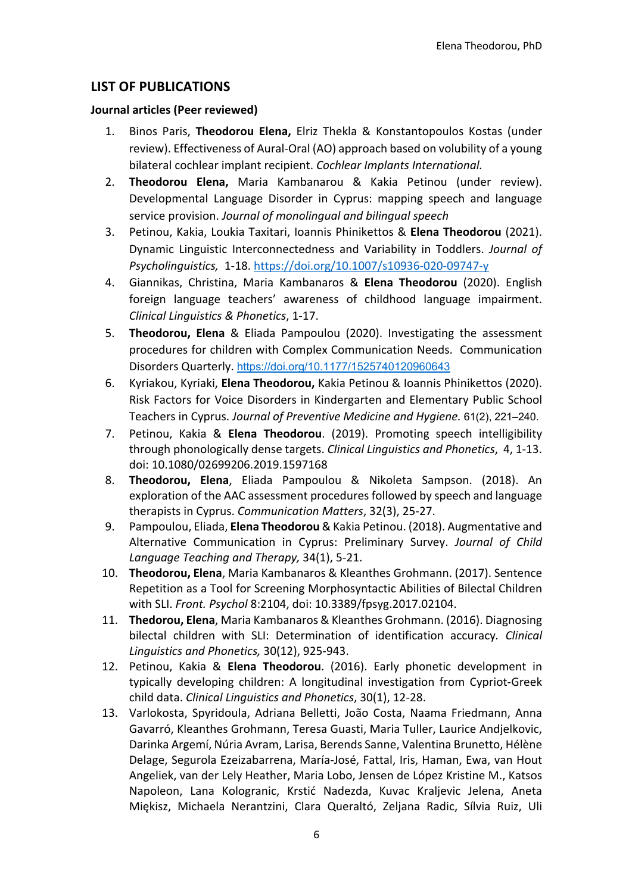## LIST OF PUBLICATIONS

**Journal articles (Peer reviewed)**

1. Binos Paris, **Theodorou Elena,** Elriz Thekla & Konstantopoulos Kostas (under review). Effectiveness of Aural-Oral (AO) approach based on volubility of a young bilateral cochlear implant recipient. *Cochlear Implants International.*
2. **Theodorou Elena,** Maria Kambanarou & Kakia Petinou (under review). Developmental Language Disorder in Cyprus: mapping speech and language service provision. *Journal of monolingual and bilingual speech*
3. Petinou, Kakia, Loukia Taxitari, Ioannis Phinikettos & **Elena Theodorou** (2021). Dynamic Linguistic Interconnectedness and Variability in Toddlers. *Journal of Psycholinguistics,* 1-18. https://doi.org/10.1007/s10936-020-09747-y
4. Giannikas, Christina, Maria Kambanaros & **Elena Theodorou** (2020). English foreign language teachers' awareness of childhood language impairment. *Clinical Linguistics & Phonetics*, 1-17.
5. **Theodorou, Elena** & Eliada Pampoulou (2020). Investigating the assessment procedures for children with Complex Communication Needs. Communication Disorders Quarterly. https://doi.org/10.1177/1525740120960643
6. Kyriakou, Kyriaki, **Elena Theodorou,** Kakia Petinou & Ioannis Phinikettos (2020). Risk Factors for Voice Disorders in Kindergarten and Elementary Public School Teachers in Cyprus. *Journal of Preventive Medicine and Hygiene.* 61(2), 221–240.
7. Petinou, Kakia & **Elena Theodorou**. (2019). Promoting speech intelligibility through phonologically dense targets. *Clinical Linguistics and Phonetics*, 4, 1-13. doi: 10.1080/02699206.2019.1597168
8. **Theodorou, Elena**, Eliada Pampoulou & Nikoleta Sampson. (2018). An exploration of the AAC assessment procedures followed by speech and language therapists in Cyprus. *Communication Matters*, 32(3), 25-27.
9. Pampoulou, Eliada, **Elena Theodorou** & Kakia Petinou. (2018). Augmentative and Alternative Communication in Cyprus: Preliminary Survey. *Journal of Child Language Teaching and Therapy,* 34(1), 5-21.
10. **Theodorou, Elena**, Maria Kambanaros & Kleanthes Grohmann. (2017). Sentence Repetition as a Tool for Screening Morphosyntactic Abilities of Bilectal Children with SLI. *Front. Psychol* 8:2104, doi: 10.3389/fpsyg.2017.02104.
11. **Thedorou, Elena**, Maria Kambanaros & Kleanthes Grohmann. (2016). Diagnosing bilectal children with SLI: Determination of identification accuracy. *Clinical Linguistics and Phonetics,* 30(12), 925-943.
12. Petinou, Kakia & **Elena Theodorou**. (2016). Early phonetic development in typically developing children: A longitudinal investigation from Cypriot-Greek child data. *Clinical Linguistics and Phonetics*, 30(1), 12-28.
13. Varlokosta, Spyridoula, Adriana Belletti, João Costa, Naama Friedmann, Anna Gavarró, Kleanthes Grohmann, Teresa Guasti, Maria Tuller, Laurice Andjelkovic, Darinka Argemí, Núria Avram, Larisa, Berends Sanne, Valentina Brunetto, Hélène Delage, Segurola Ezeizabarrena, María-José, Fattal, Iris, Haman, Ewa, van Hout Angeliek, van der Lely Heather, Maria Lobo, Jensen de López Kristine M., Katsos Napoleon, Lana Kologranic, Krstić Nadezda, Kuvac Kraljevic Jelena, Aneta Międkisz, Michaela Nerantzini, Clara Queraltó, Zeljana Radic, Sílvia Ruiz, Uli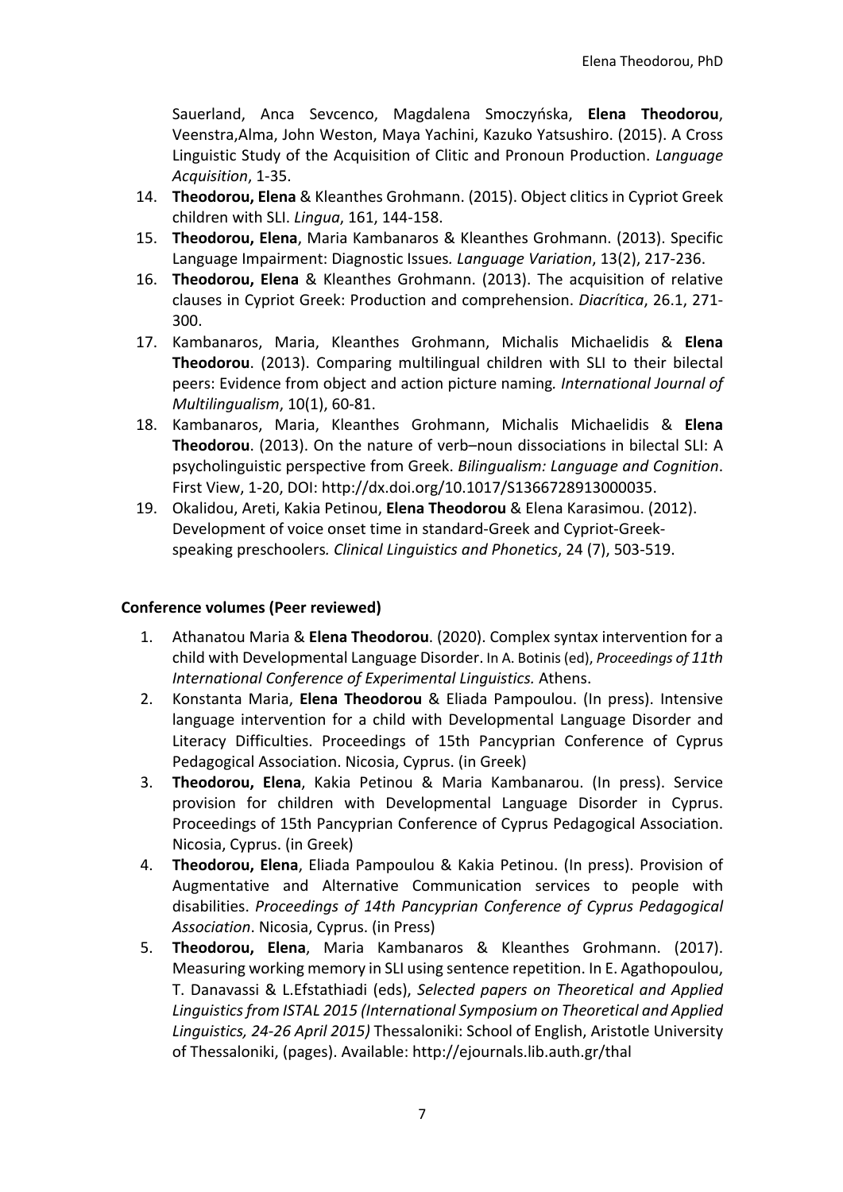Sauerland, Anca Sevcenco, Magdalena Smoczyńska, **Elena Theodorou**, Veenstra,Alma, John Weston, Maya Yachini, Kazuko Yatsushiro. (2015). A Cross Linguistic Study of the Acquisition of Clitic and Pronoun Production. *Language Acquisition*, 1-35.

14. **Theodorou, Elena** & Kleanthes Grohmann. (2015). Object clitics in Cypriot Greek children with SLI. *Lingua*, 161, 144-158.
15. **Theodorou, Elena**, Maria Kambanaros & Kleanthes Grohmann. (2013). Specific Language Impairment: Diagnostic Issues*. Language Variation*, 13(2), 217-236.
16. **Theodorou, Elena** & Kleanthes Grohmann. (2013). The acquisition of relative clauses in Cypriot Greek: Production and comprehension. *Diacrítica*, 26.1, 271-300.
17. Kambanaros, Maria, Kleanthes Grohmann, Michalis Michaelidis & **Elena Theodorou**. (2013). Comparing multilingual children with SLI to their bilectal peers: Evidence from object and action picture naming*. International Journal of Multilingualism*, 10(1), 60-81.
18. Kambanaros, Maria, Kleanthes Grohmann, Michalis Michaelidis & **Elena Theodorou**. (2013). On the nature of verb–noun dissociations in bilectal SLI: A psycholinguistic perspective from Greek. *Bilingualism: Language and Cognition*. First View, 1-20, DOI: http://dx.doi.org/10.1017/S1366728913000035.
19. Okalidou, Areti, Kakia Petinou, **Elena Theodorou** & Elena Karasimou. (2012). Development of voice onset time in standard-Greek and Cypriot-Greek-speaking preschoolers*. Clinical Linguistics and Phonetics*, 24 (7), 503-519.

**Conference volumes (Peer reviewed)**

1. Athanatou Maria & **Elena Theodorou**. (2020). Complex syntax intervention for a child with Developmental Language Disorder. In A. Botinis (ed), *Proceedings of 11th International Conference of Experimental Linguistics.* Athens.
2. Konstanta Maria, **Elena Theodorou** & Eliada Pampoulou. (In press). Intensive language intervention for a child with Developmental Language Disorder and Literacy Difficulties. Proceedings of 15th Pancyprian Conference of Cyprus Pedagogical Association. Nicosia, Cyprus. (in Greek)
3. **Theodorou, Elena**, Kakia Petinou & Maria Kambanarou. (In press). Service provision for children with Developmental Language Disorder in Cyprus. Proceedings of 15th Pancyprian Conference of Cyprus Pedagogical Association. Nicosia, Cyprus. (in Greek)
4. **Theodorou, Elena**, Eliada Pampoulou & Kakia Petinou. (In press). Provision of Augmentative and Alternative Communication services to people with disabilities. *Proceedings of 14th Pancyprian Conference of Cyprus Pedagogical Association*. Nicosia, Cyprus. (in Press)
5. **Theodorou, Elena**, Maria Kambanaros & Kleanthes Grohmann. (2017). Measuring working memory in SLI using sentence repetition. In E. Agathopoulou, T. Danavassi & L.Efstathiadi (eds), *Selected papers on Theoretical and Applied Linguistics from ISTAL 2015 (International Symposium on Theoretical and Applied Linguistics, 24-26 April 2015)* Thessaloniki: School of English, Aristotle University of Thessaloniki, (pages). Available: http://ejournals.lib.auth.gr/thal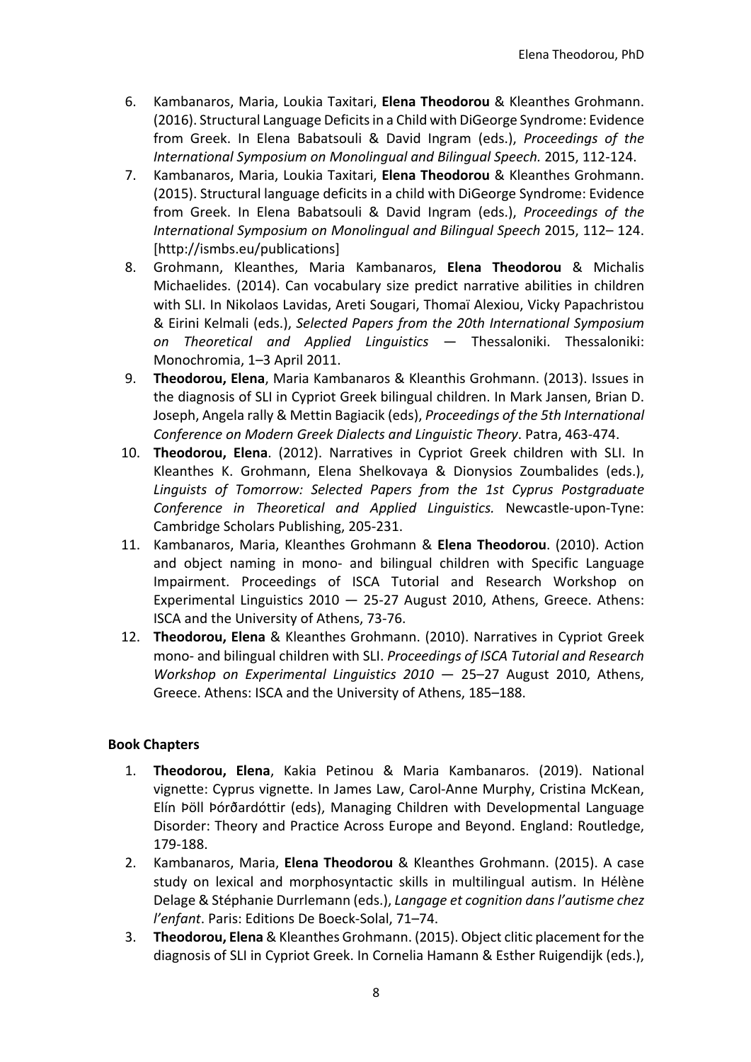6. Kambanaros, Maria, Loukia Taxitari, **Elena Theodorou** & Kleanthes Grohmann. (2016). Structural Language Deficits in a Child with DiGeorge Syndrome: Evidence from Greek. In Elena Babatsouli & David Ingram (eds.), *Proceedings of the International Symposium on Monolingual and Bilingual Speech.* 2015, 112-124.
7. Kambanaros, Maria, Loukia Taxitari, **Elena Theodorou** & Kleanthes Grohmann. (2015). Structural language deficits in a child with DiGeorge Syndrome: Evidence from Greek. In Elena Babatsouli & David Ingram (eds.), *Proceedings of the International Symposium on Monolingual and Bilingual Speech* 2015, 112– 124. [http://ismbs.eu/publications]
8. Grohmann, Kleanthes, Maria Kambanaros, **Elena Theodorou** & Michalis Michaelides. (2014). Can vocabulary size predict narrative abilities in children with SLI. In Nikolaos Lavidas, Areti Sougari, Thomaï Alexiou, Vicky Papachristou & Eirini Kelmali (eds.), *Selected Papers from the 20th International Symposium on Theoretical and Applied Linguistics* — Thessaloniki. Thessaloniki: Monochromia, 1–3 April 2011.
9. **Theodorou, Elena**, Maria Kambanaros & Kleanthis Grohmann. (2013). Issues in the diagnosis of SLI in Cypriot Greek bilingual children. In Mark Jansen, Brian D. Joseph, Angela rally & Mettin Bagiacik (eds), *Proceedings of the 5th International Conference on Modern Greek Dialects and Linguistic Theory*. Patra, 463-474.
10. **Theodorou, Elena**. (2012). Narratives in Cypriot Greek children with SLI. In Kleanthes K. Grohmann, Elena Shelkovaya & Dionysios Zoumbalides (eds.), *Linguists of Tomorrow: Selected Papers from the 1st Cyprus Postgraduate Conference in Theoretical and Applied Linguistics.* Newcastle-upon-Tyne: Cambridge Scholars Publishing, 205-231.
11. Kambanaros, Maria, Kleanthes Grohmann & **Elena Theodorou**. (2010). Action and object naming in mono- and bilingual children with Specific Language Impairment. Proceedings of ISCA Tutorial and Research Workshop on Experimental Linguistics 2010 — 25-27 August 2010, Athens, Greece. Athens: ISCA and the University of Athens, 73-76.
12. **Theodorou, Elena** & Kleanthes Grohmann. (2010). Narratives in Cypriot Greek mono- and bilingual children with SLI. *Proceedings of ISCA Tutorial and Research Workshop on Experimental Linguistics 2010* — 25–27 August 2010, Athens, Greece. Athens: ISCA and the University of Athens, 185–188.

**Book Chapters**

1. **Theodorou, Elena**, Kakia Petinou & Maria Kambanaros. (2019). National vignette: Cyprus vignette. In James Law, Carol-Anne Murphy, Cristina McKean, Elín Þöll Þórðardóttir (eds), Managing Children with Developmental Language Disorder: Theory and Practice Across Europe and Beyond. England: Routledge, 179-188.
2. Kambanaros, Maria, **Elena Theodorou** & Kleanthes Grohmann. (2015). A case study on lexical and morphosyntactic skills in multilingual autism. In Hélène Delage & Stéphanie Durrlemann (eds.), *Langage et cognition dans l'autisme chez l'enfant*. Paris: Editions De Boeck-Solal, 71–74.
3. **Theodorou, Elena** & Kleanthes Grohmann. (2015). Object clitic placement for the diagnosis of SLI in Cypriot Greek. In Cornelia Hamann & Esther Ruigendijk (eds.),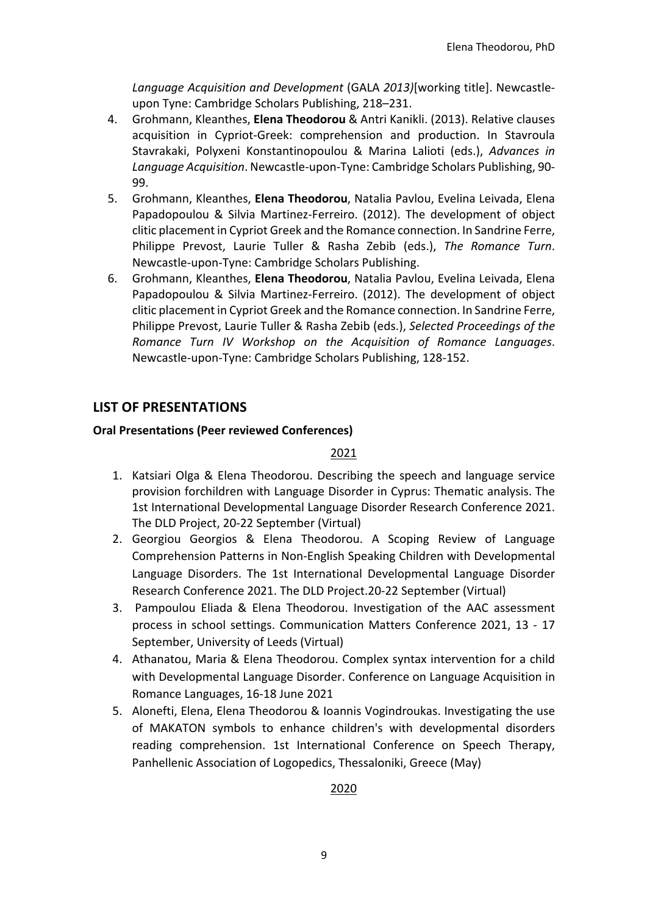*Language Acquisition and Development* (GALA *2013)*[working title]. Newcastle-upon Tyne: Cambridge Scholars Publishing, 218–231.

4. Grohmann, Kleanthes, **Elena Theodorou** & Antri Kanikli. (2013). Relative clauses acquisition in Cypriot-Greek: comprehension and production. In Stavroula Stavrakaki, Polyxeni Konstantinopoulou & Marina Lalioti (eds.), *Advances in Language Acquisition*. Newcastle-upon-Tyne: Cambridge Scholars Publishing, 90-99.
5. Grohmann, Kleanthes, **Elena Theodorou**, Natalia Pavlou, Evelina Leivada, Elena Papadopoulou & Silvia Martinez-Ferreiro. (2012). The development of object clitic placement in Cypriot Greek and the Romance connection. In Sandrine Ferre, Philippe Prevost, Laurie Tuller & Rasha Zebib (eds.), *The Romance Turn*. Newcastle-upon-Tyne: Cambridge Scholars Publishing.
6. Grohmann, Kleanthes, **Elena Theodorou**, Natalia Pavlou, Evelina Leivada, Elena Papadopoulou & Silvia Martinez-Ferreiro. (2012). The development of object clitic placement in Cypriot Greek and the Romance connection. In Sandrine Ferre, Philippe Prevost, Laurie Tuller & Rasha Zebib (eds.), *Selected Proceedings of the Romance Turn IV Workshop on the Acquisition of Romance Languages*. Newcastle-upon-Tyne: Cambridge Scholars Publishing, 128-152.

## LIST OF PRESENTATIONS

### Oral Presentations (Peer reviewed Conferences)

2021

1. Katsiari Olga & Elena Theodorou. Describing the speech and language service provision forchildren with Language Disorder in Cyprus: Thematic analysis. The 1st International Developmental Language Disorder Research Conference 2021. The DLD Project, 20-22 September (Virtual)
2. Georgiou Georgios & Elena Theodorou. A Scoping Review of Language Comprehension Patterns in Non-English Speaking Children with Developmental Language Disorders. The 1st International Developmental Language Disorder Research Conference 2021. The DLD Project.20-22 September (Virtual)
3. Pampoulou Eliada & Elena Theodorou. Investigation of the AAC assessment process in school settings. Communication Matters Conference 2021, 13 - 17 September, University of Leeds (Virtual)
4. Athanatou, Maria & Elena Theodorou. Complex syntax intervention for a child with Developmental Language Disorder. Conference on Language Acquisition in Romance Languages, 16-18 June 2021
5. Alonefti, Elena, Elena Theodorou & Ioannis Vogindroukas. Investigating the use of MAKATON symbols to enhance children's with developmental disorders reading comprehension. 1st International Conference on Speech Therapy, Panhellenic Association of Logopedics, Thessaloniki, Greece (May)

2020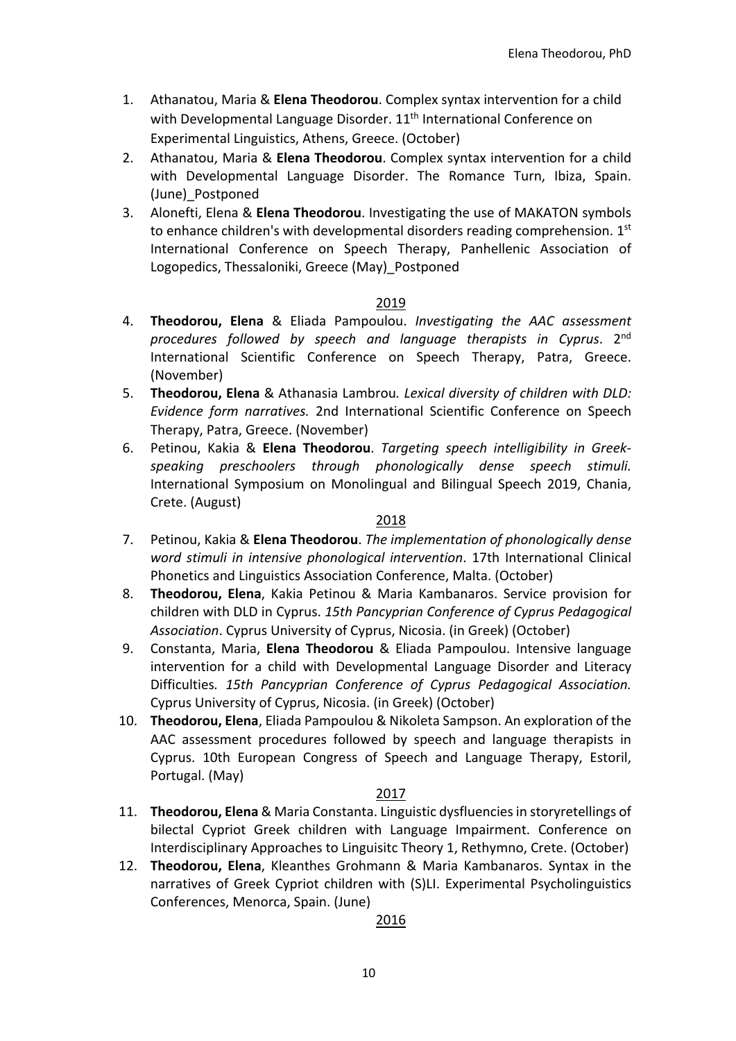1. Athanatou, Maria & **Elena Theodorou**. Complex syntax intervention for a child with Developmental Language Disorder. 11th International Conference on Experimental Linguistics, Athens, Greece. (October)
2. Athanatou, Maria & **Elena Theodorou**. Complex syntax intervention for a child with Developmental Language Disorder. The Romance Turn, Ibiza, Spain. (June)_Postponed
3. Alonefti, Elena & **Elena Theodorou**. Investigating the use of MAKATON symbols to enhance children's with developmental disorders reading comprehension. 1st International Conference on Speech Therapy, Panhellenic Association of Logopedics, Thessaloniki, Greece (May)_Postponed

2019

4. **Theodorou, Elena** & Eliada Pampoulou. *Investigating the AAC assessment procedures followed by speech and language therapists in Cyprus*. 2nd International Scientific Conference on Speech Therapy, Patra, Greece. (November)
5. **Theodorou, Elena** & Athanasia Lambrou*. Lexical diversity of children with DLD: Evidence form narratives.* 2nd International Scientific Conference on Speech Therapy, Patra, Greece. (November)
6. Petinou, Kakia & **Elena Theodorou**. *Targeting speech intelligibility in Greek-speaking preschoolers through phonologically dense speech stimuli.* International Symposium on Monolingual and Bilingual Speech 2019, Chania, Crete. (August)

2018

7. Petinou, Kakia & **Elena Theodorou**. *The implementation of phonologically dense word stimuli in intensive phonological intervention*. 17th International Clinical Phonetics and Linguistics Association Conference, Malta. (October)
8. **Theodorou, Elena**, Kakia Petinou & Maria Kambanaros. Service provision for children with DLD in Cyprus. *15th Pancyprian Conference of Cyprus Pedagogical Association*. Cyprus University of Cyprus, Nicosia. (in Greek) (October)
9. Constanta, Maria, **Elena Theodorou** & Eliada Pampoulou. Intensive language intervention for a child with Developmental Language Disorder and Literacy Difficulties*. 15th Pancyprian Conference of Cyprus Pedagogical Association.* Cyprus University of Cyprus, Nicosia. (in Greek) (October)
10. **Theodorou, Elena**, Eliada Pampoulou & Nikoleta Sampson. An exploration of the AAC assessment procedures followed by speech and language therapists in Cyprus. 10th European Congress of Speech and Language Therapy, Estoril, Portugal. (May)

2017

11. **Theodorou, Elena** & Maria Constanta. Linguistic dysfluencies in storyretellings of bilectal Cypriot Greek children with Language Impairment. Conference on Interdisciplinary Approaches to Linguisitc Theory 1, Rethymno, Crete. (October)
12. **Theodorou, Elena**, Kleanthes Grohmann & Maria Kambanaros. Syntax in the narratives of Greek Cypriot children with (S)LI. Experimental Psycholinguistics Conferences, Menorca, Spain. (June)

2016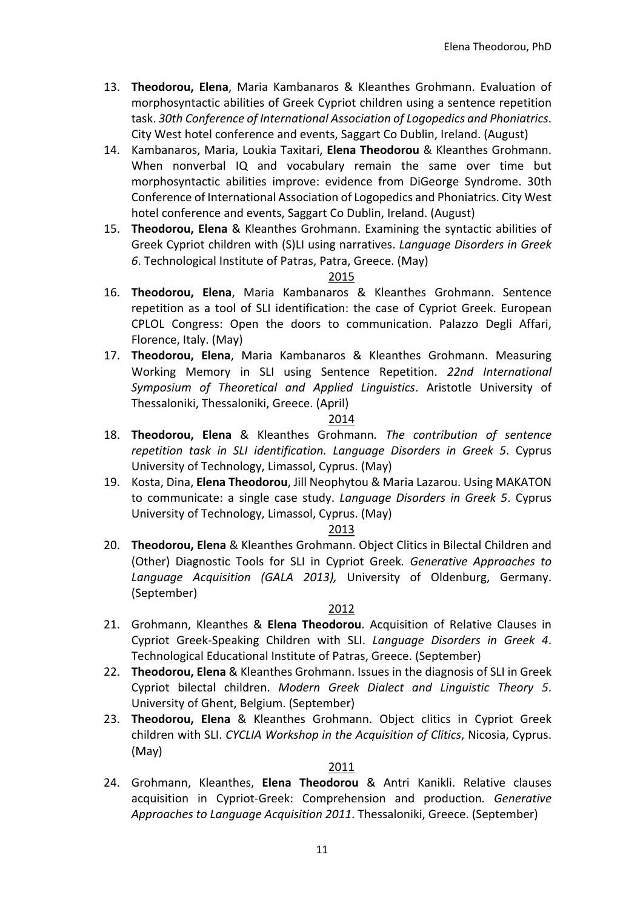13. **Theodorou, Elena**, Maria Kambanaros & Kleanthes Grohmann. Evaluation of morphosyntactic abilities of Greek Cypriot children using a sentence repetition task. *30th Conference of International Association of Logopedics and Phoniatrics*. City West hotel conference and events, Saggart Co Dublin, Ireland. (August)
14. Kambanaros, Maria, Loukia Taxitari, **Elena Theodorou** & Kleanthes Grohmann. When nonverbal IQ and vocabulary remain the same over time but morphosyntactic abilities improve: evidence from DiGeorge Syndrome. 30th Conference of International Association of Logopedics and Phoniatrics. City West hotel conference and events, Saggart Co Dublin, Ireland. (August)
15. **Theodorou, Elena** & Kleanthes Grohmann. Examining the syntactic abilities of Greek Cypriot children with (S)LI using narratives. *Language Disorders in Greek 6*. Technological Institute of Patras, Patra, Greece. (May)

2015

16. **Theodorou, Elena**, Maria Kambanaros & Kleanthes Grohmann. Sentence repetition as a tool of SLI identification: the case of Cypriot Greek. European CPLOL Congress: Open the doors to communication. Palazzo Degli Affari, Florence, Italy. (May)
17. **Theodorou, Elena**, Maria Kambanaros & Kleanthes Grohmann. Measuring Working Memory in SLI using Sentence Repetition. *22nd International Symposium of Theoretical and Applied Linguistics*. Aristotle University of Thessaloniki, Thessaloniki, Greece. (April)

2014

18. **Theodorou, Elena** & Kleanthes Grohmann. *The contribution of sentence repetition task in SLI identification. Language Disorders in Greek 5*. Cyprus University of Technology, Limassol, Cyprus. (May)
19. Kosta, Dina, **Elena Theodorou**, Jill Neophytou & Maria Lazarou. Using MAKATON to communicate: a single case study. *Language Disorders in Greek 5*. Cyprus University of Technology, Limassol, Cyprus. (May)

2013

20. **Theodorou, Elena** & Kleanthes Grohmann. Object Clitics in Bilectal Children and (Other) Diagnostic Tools for SLI in Cypriot Greek. *Generative Approaches to Language Acquisition (GALA 2013),* University of Oldenburg, Germany. (September)

2012

21. Grohmann, Kleanthes & **Elena Theodorou**. Acquisition of Relative Clauses in Cypriot Greek-Speaking Children with SLI. *Language Disorders in Greek 4*. Technological Educational Institute of Patras, Greece. (September)
22. **Theodorou, Elena** & Kleanthes Grohmann. Issues in the diagnosis of SLI in Greek Cypriot bilectal children. *Modern Greek Dialect and Linguistic Theory 5*. University of Ghent, Belgium. (September)
23. **Theodorou, Elena** & Kleanthes Grohmann. Object clitics in Cypriot Greek children with SLI. *CYCLIA Workshop in the Acquisition of Clitics*, Nicosia, Cyprus. (May)

2011

24. Grohmann, Kleanthes, **Elena Theodorou** & Antri Kanikli. Relative clauses acquisition in Cypriot-Greek: Comprehension and production. *Generative Approaches to Language Acquisition 2011*. Thessaloniki, Greece. (September)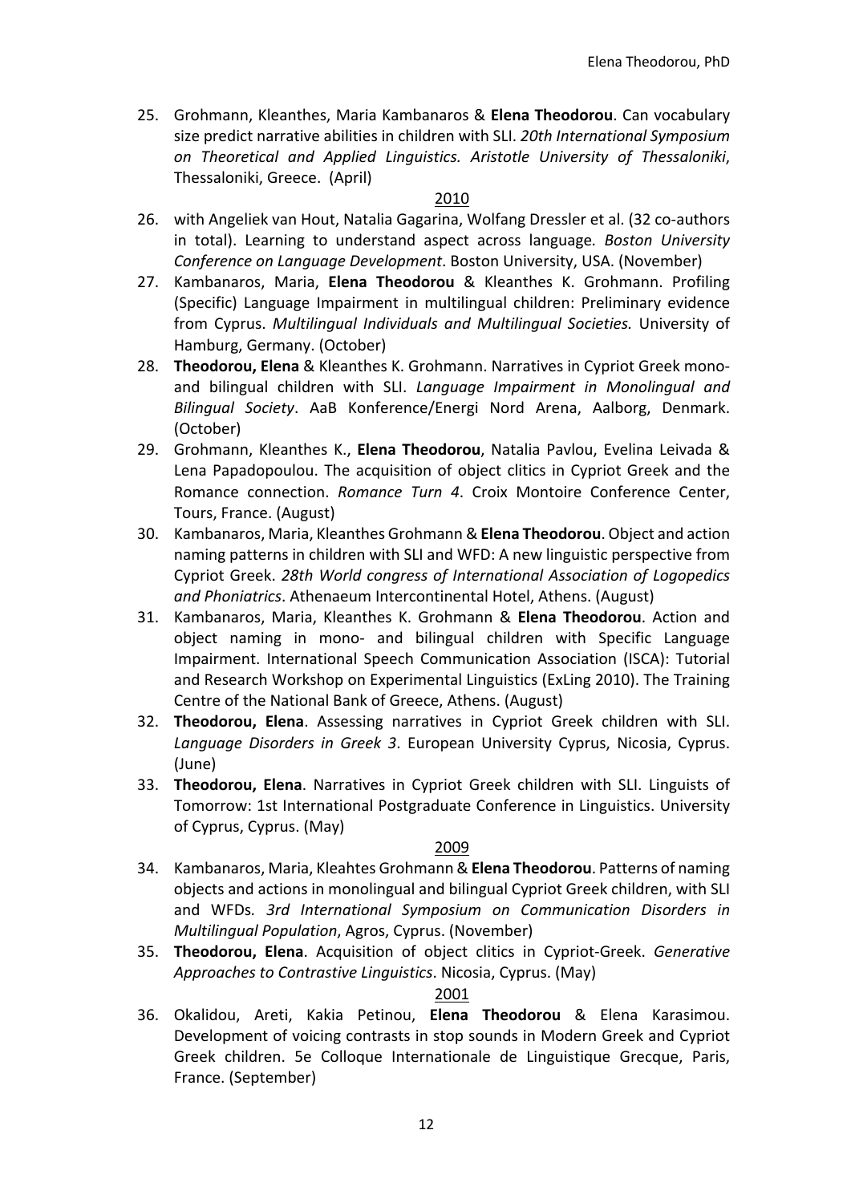25. Grohmann, Kleanthes, Maria Kambanaros & **Elena Theodorou**. Can vocabulary size predict narrative abilities in children with SLI. *20th International Symposium on Theoretical and Applied Linguistics. Aristotle University of Thessaloniki*, Thessaloniki, Greece. (April)

2010

26. with Angeliek van Hout, Natalia Gagarina, Wolfang Dressler et al. (32 co-authors in total). Learning to understand aspect across language. *Boston University Conference on Language Development*. Boston University, USA. (November)
27. Kambanaros, Maria, **Elena Theodorou** & Kleanthes K. Grohmann. Profiling (Specific) Language Impairment in multilingual children: Preliminary evidence from Cyprus. *Multilingual Individuals and Multilingual Societies.* University of Hamburg, Germany. (October)
28. **Theodorou, Elena** & Kleanthes K. Grohmann. Narratives in Cypriot Greek mono- and bilingual children with SLI. *Language Impairment in Monolingual and Bilingual Society*. AaB Konference/Energi Nord Arena, Aalborg, Denmark. (October)
29. Grohmann, Kleanthes K., **Elena Theodorou**, Natalia Pavlou, Evelina Leivada & Lena Papadopoulou. The acquisition of object clitics in Cypriot Greek and the Romance connection. *Romance Turn 4*. Croix Montoire Conference Center, Tours, France. (August)
30. Kambanaros, Maria, Kleanthes Grohmann & **Elena Theodorou**. Object and action naming patterns in children with SLI and WFD: A new linguistic perspective from Cypriot Greek. *28th World congress of International Association of Logopedics and Phoniatrics*. Athenaeum Intercontinental Hotel, Athens. (August)
31. Kambanaros, Maria, Kleanthes K. Grohmann & **Elena Theodorou**. Action and object naming in mono- and bilingual children with Specific Language Impairment. International Speech Communication Association (ISCA): Tutorial and Research Workshop on Experimental Linguistics (ExLing 2010). The Training Centre of the National Bank of Greece, Athens. (August)
32. **Theodorou, Elena**. Assessing narratives in Cypriot Greek children with SLI. *Language Disorders in Greek 3*. European University Cyprus, Nicosia, Cyprus. (June)
33. **Theodorou, Elena**. Narratives in Cypriot Greek children with SLI. Linguists of Tomorrow: 1st International Postgraduate Conference in Linguistics. University of Cyprus, Cyprus. (May)

2009

34. Kambanaros, Maria, Kleahtes Grohmann & **Elena Theodorou**. Patterns of naming objects and actions in monolingual and bilingual Cypriot Greek children, with SLI and WFDs*. 3rd International Symposium on Communication Disorders in Multilingual Population*, Agros, Cyprus. (November)
35. **Theodorou, Elena**. Acquisition of object clitics in Cypriot-Greek. *Generative Approaches to Contrastive Linguistics*. Nicosia, Cyprus. (May)

2001

36. Okalidou, Areti, Kakia Petinou, **Elena Theodorou** & Elena Karasimou. Development of voicing contrasts in stop sounds in Modern Greek and Cypriot Greek children. 5e Colloque Internationale de Linguistique Grecque, Paris, France. (September)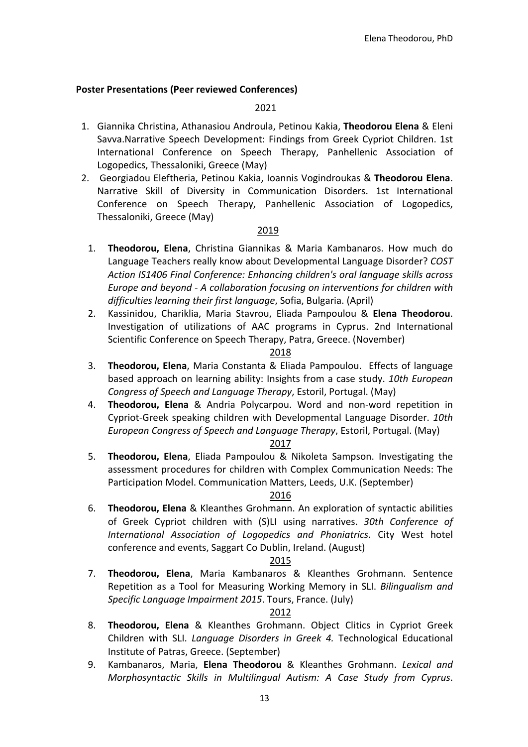**Poster Presentations (Peer reviewed Conferences)**

2021

1. Giannika Christina, Athanasiou Androula, Petinou Kakia, **Theodorou Elena** & Eleni Savva.Narrative Speech Development: Findings from Greek Cypriot Children. 1st International Conference on Speech Therapy, Panhellenic Association of Logopedics, Thessaloniki, Greece (May)
2. Georgiadou Eleftheria, Petinou Kakia, Ioannis Vogindroukas & **Theodorou Elena**. Narrative Skill of Diversity in Communication Disorders. 1st International Conference on Speech Therapy, Panhellenic Association of Logopedics, Thessaloniki, Greece (May)

2019

1. **Theodorou, Elena**, Christina Giannikas & Maria Kambanaros. How much do Language Teachers really know about Developmental Language Disorder? *COST Action IS1406 Final Conference: Enhancing children's oral language skills across Europe and beyond - A collaboration focusing on interventions for children with difficulties learning their first language*, Sofia, Bulgaria. (April)
2. Kassinidou, Chariklia, Maria Stavrou, Eliada Pampoulou & **Elena Theodorou**. Investigation of utilizations of AAC programs in Cyprus. 2nd International Scientific Conference on Speech Therapy, Patra, Greece. (November)

2018

3. **Theodorou, Elena**, Maria Constanta & Eliada Pampoulou. Effects of language based approach on learning ability: Insights from a case study. *10th European Congress of Speech and Language Therapy*, Estoril, Portugal. (May)
4. **Theodorou, Elena** & Andria Polycarpou. Word and non-word repetition in Cypriot-Greek speaking children with Developmental Language Disorder. *10th European Congress of Speech and Language Therapy*, Estoril, Portugal. (May)

2017

5. **Theodorou, Elena**, Eliada Pampoulou & Nikoleta Sampson. Investigating the assessment procedures for children with Complex Communication Needs: The Participation Model. Communication Matters, Leeds, U.K. (September)

2016

6. **Theodorou, Elena** & Kleanthes Grohmann. An exploration of syntactic abilities of Greek Cypriot children with (S)LI using narratives. *30th Conference of International Association of Logopedics and Phoniatrics*. City West hotel conference and events, Saggart Co Dublin, Ireland. (August)

2015

7. **Theodorou, Elena**, Maria Kambanaros & Kleanthes Grohmann. Sentence Repetition as a Tool for Measuring Working Memory in SLI. *Bilingualism and Specific Language Impairment 2015*. Tours, France. (July)

2012

8. **Theodorou, Elena** & Kleanthes Grohmann. Object Clitics in Cypriot Greek Children with SLI. *Language Disorders in Greek 4.* Technological Educational Institute of Patras, Greece. (September)
9. Kambanaros, Maria, **Elena Theodorou** & Kleanthes Grohmann. *Lexical and Morphosyntactic Skills in Multilingual Autism: A Case Study from Cyprus*.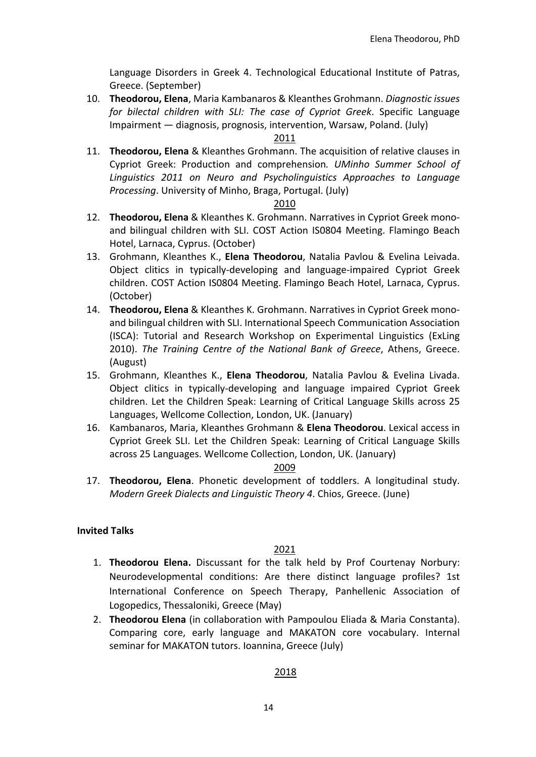Language Disorders in Greek 4. Technological Educational Institute of Patras, Greece. (September)

10. **Theodorou, Elena**, Maria Kambanaros & Kleanthes Grohmann. *Diagnostic issues for bilectal children with SLI: The case of Cypriot Greek*. Specific Language Impairment — diagnosis, prognosis, intervention, Warsaw, Poland. (July)

2011

11. **Theodorou, Elena** & Kleanthes Grohmann. The acquisition of relative clauses in Cypriot Greek: Production and comprehension*. UMinho Summer School of Linguistics 2011 on Neuro and Psycholinguistics Approaches to Language Processing*. University of Minho, Braga, Portugal. (July)

2010

12. **Theodorou, Elena** & Kleanthes K. Grohmann. Narratives in Cypriot Greek mono- and bilingual children with SLI. COST Action IS0804 Meeting. Flamingo Beach Hotel, Larnaca, Cyprus. (October)
13. Grohmann, Kleanthes K., **Elena Theodorou**, Natalia Pavlou & Evelina Leivada. Object clitics in typically-developing and language-impaired Cypriot Greek children. COST Action IS0804 Meeting. Flamingo Beach Hotel, Larnaca, Cyprus. (October)
14. **Theodorou, Elena** & Kleanthes K. Grohmann. Narratives in Cypriot Greek mono- and bilingual children with SLI. International Speech Communication Association (ISCA): Tutorial and Research Workshop on Experimental Linguistics (ExLing 2010). *The Training Centre of the National Bank of Greece*, Athens, Greece. (August)
15. Grohmann, Kleanthes K., **Elena Theodorou**, Natalia Pavlou & Evelina Livada. Object clitics in typically-developing and language impaired Cypriot Greek children. Let the Children Speak: Learning of Critical Language Skills across 25 Languages, Wellcome Collection, London, UK. (January)
16. Kambanaros, Maria, Kleanthes Grohmann & **Elena Theodorou**. Lexical access in Cypriot Greek SLI. Let the Children Speak: Learning of Critical Language Skills across 25 Languages. Wellcome Collection, London, UK. (January)

2009

17. **Theodorou, Elena**. Phonetic development of toddlers. A longitudinal study. *Modern Greek Dialects and Linguistic Theory 4*. Chios, Greece. (June)

**Invited Talks**

2021

1. **Theodorou Elena.** Discussant for the talk held by Prof Courtenay Norbury: Neurodevelopmental conditions: Are there distinct language profiles? 1st International Conference on Speech Therapy, Panhellenic Association of Logopedics, Thessaloniki, Greece (May)
2. **Theodorou Elena** (in collaboration with Pampoulou Eliada & Maria Constanta). Comparing core, early language and MAKATON core vocabulary. Internal seminar for MAKATON tutors. Ioannina, Greece (July)

2018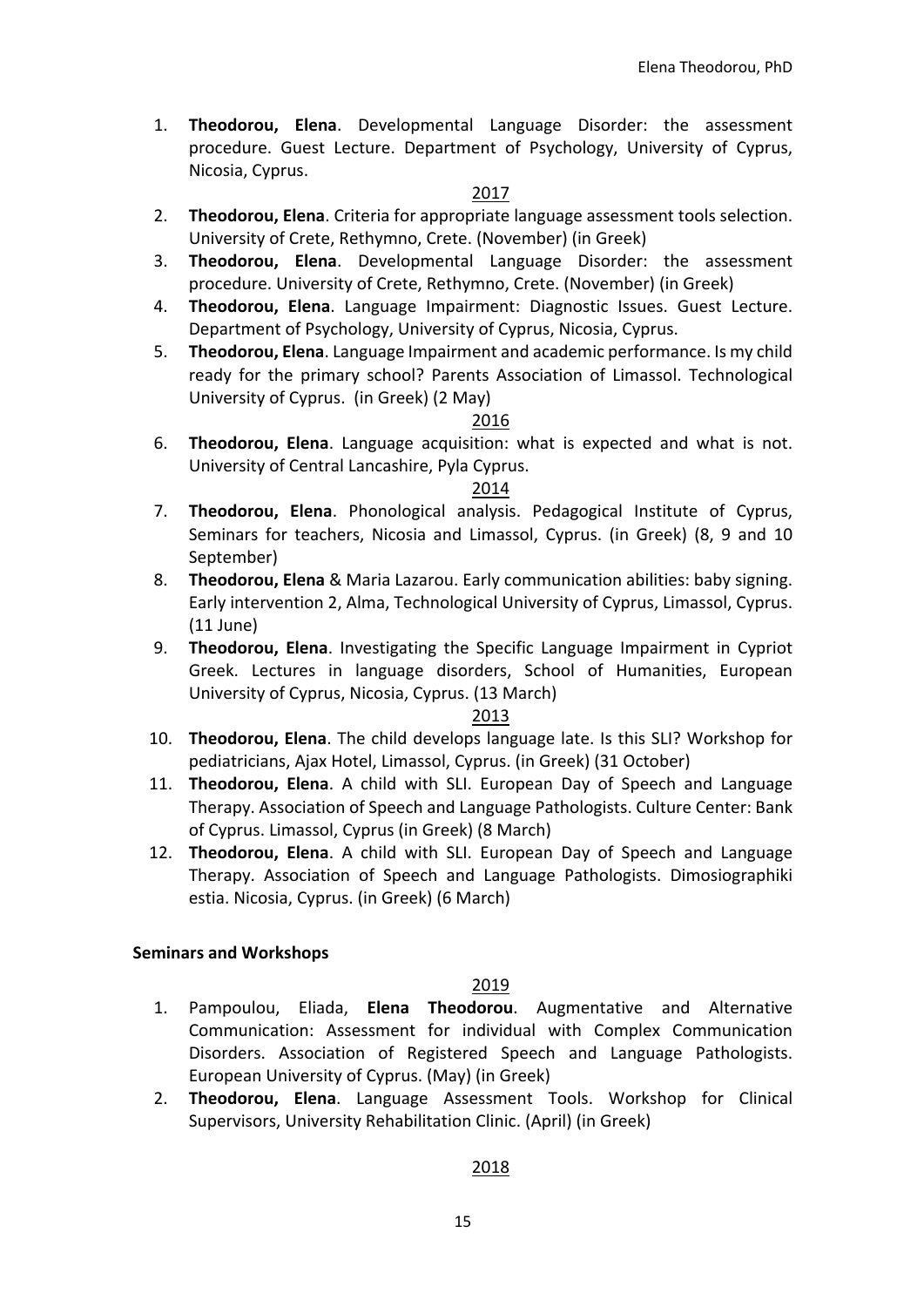1. **Theodorou, Elena**. Developmental Language Disorder: the assessment procedure. Guest Lecture. Department of Psychology, University of Cyprus, Nicosia, Cyprus.

<u>2017</u>

2. **Theodorou, Elena**. Criteria for appropriate language assessment tools selection. University of Crete, Rethymno, Crete. (November) (in Greek)
3. **Theodorou, Elena**. Developmental Language Disorder: the assessment procedure. University of Crete, Rethymno, Crete. (November) (in Greek)
4. **Theodorou, Elena**. Language Impairment: Diagnostic Issues. Guest Lecture. Department of Psychology, University of Cyprus, Nicosia, Cyprus.
5. **Theodorou, Elena**. Language Impairment and academic performance. Is my child ready for the primary school? Parents Association of Limassol. Technological University of Cyprus. (in Greek) (2 May)

<u>2016</u>

6. **Theodorou, Elena**. Language acquisition: what is expected and what is not. University of Central Lancashire, Pyla Cyprus.

<u>2014</u>

7. **Theodorou, Elena**. Phonological analysis. Pedagogical Institute of Cyprus, Seminars for teachers, Nicosia and Limassol, Cyprus. (in Greek) (8, 9 and 10 September)
8. **Theodorou, Elena** & Maria Lazarou. Early communication abilities: baby signing. Early intervention 2, Alma, Technological University of Cyprus, Limassol, Cyprus. (11 June)
9. **Theodorou, Elena**. Investigating the Specific Language Impairment in Cypriot Greek. Lectures in language disorders, School of Humanities, European University of Cyprus, Nicosia, Cyprus. (13 March)

<u>2013</u>

10. **Theodorou, Elena**. The child develops language late. Is this SLI? Workshop for pediatricians, Ajax Hotel, Limassol, Cyprus. (in Greek) (31 October)
11. **Theodorou, Elena**. A child with SLI. European Day of Speech and Language Therapy. Association of Speech and Language Pathologists. Culture Center: Bank of Cyprus. Limassol, Cyprus (in Greek) (8 March)
12. **Theodorou, Elena**. A child with SLI. European Day of Speech and Language Therapy. Association of Speech and Language Pathologists. Dimosiographiki estia. Nicosia, Cyprus. (in Greek) (6 March)

**Seminars and Workshops**

<u>2019</u>

1. Pampoulou, Eliada, **Elena Theodorou**. Augmentative and Alternative Communication: Assessment for individual with Complex Communication Disorders. Association of Registered Speech and Language Pathologists. European University of Cyprus. (May) (in Greek)
2. **Theodorou, Elena**. Language Assessment Tools. Workshop for Clinical Supervisors, University Rehabilitation Clinic. (April) (in Greek)

<u>2018</u>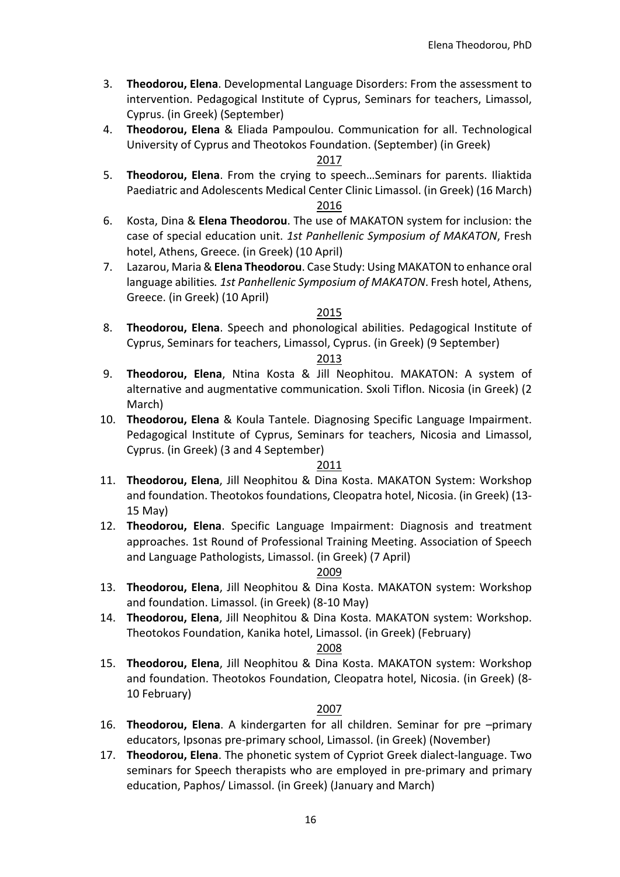3. **Theodorou, Elena**. Developmental Language Disorders: From the assessment to intervention. Pedagogical Institute of Cyprus, Seminars for teachers, Limassol, Cyprus. (in Greek) (September)
4. **Theodorou, Elena** & Eliada Pampoulou. Communication for all. Technological University of Cyprus and Theotokos Foundation. (September) (in Greek)

2017

5. **Theodorou, Elena**. From the crying to speech…Seminars for parents. Iliaktida Paediatric and Adolescents Medical Center Clinic Limassol. (in Greek) (16 March)

2016

6. Kosta, Dina & **Elena Theodorou**. The use of MAKATON system for inclusion: the case of special education unit. *1st Panhellenic Symposium of MAKATON*, Fresh hotel, Athens, Greece. (in Greek) (10 April)
7. Lazarou, Maria & **Elena Theodorou**. Case Study: Using MAKATON to enhance oral language abilities*. 1st Panhellenic Symposium of MAKATON*. Fresh hotel, Athens, Greece. (in Greek) (10 April)

2015

8. **Theodorou, Elena**. Speech and phonological abilities. Pedagogical Institute of Cyprus, Seminars for teachers, Limassol, Cyprus. (in Greek) (9 September)

2013

9. **Theodorou, Elena**, Ntina Kosta & Jill Neophitou. MAKATON: A system of alternative and augmentative communication. Sxoli Tiflon. Nicosia (in Greek) (2 March)
10. **Theodorou, Elena** & Koula Tantele. Diagnosing Specific Language Impairment. Pedagogical Institute of Cyprus, Seminars for teachers, Nicosia and Limassol, Cyprus. (in Greek) (3 and 4 September)

2011

11. **Theodorou, Elena**, Jill Neophitou & Dina Kosta. MAKATON System: Workshop and foundation. Theotokos foundations, Cleopatra hotel, Nicosia. (in Greek) (13-15 May)
12. **Theodorou, Elena**. Specific Language Impairment: Diagnosis and treatment approaches. 1st Round of Professional Training Meeting. Association of Speech and Language Pathologists, Limassol. (in Greek) (7 April)

2009

13. **Theodorou, Elena**, Jill Neophitou & Dina Kosta. MAKATON system: Workshop and foundation. Limassol. (in Greek) (8-10 May)
14. **Theodorou, Elena**, Jill Neophitou & Dina Kosta. MAKATON system: Workshop. Theotokos Foundation, Kanika hotel, Limassol. (in Greek) (February)

2008

15. **Theodorou, Elena**, Jill Neophitou & Dina Kosta. MAKATON system: Workshop and foundation. Theotokos Foundation, Cleopatra hotel, Nicosia. (in Greek) (8-10 February)

2007

16. **Theodorou, Elena**. A kindergarten for all children. Seminar for pre –primary educators, Ipsonas pre-primary school, Limassol. (in Greek) (November)
17. **Theodorou, Elena**. The phonetic system of Cypriot Greek dialect-language. Two seminars for Speech therapists who are employed in pre-primary and primary education, Paphos/ Limassol. (in Greek) (January and March)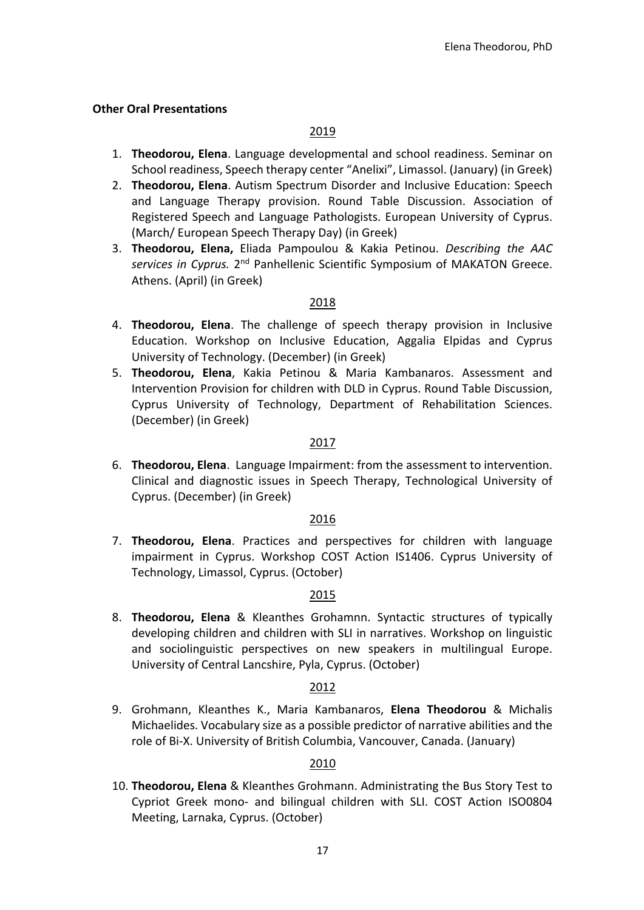**Other Oral Presentations**

2019

1. **Theodorou, Elena**. Language developmental and school readiness. Seminar on School readiness, Speech therapy center "Anelixi", Limassol. (January) (in Greek)
2. **Theodorou, Elena**. Autism Spectrum Disorder and Inclusive Education: Speech and Language Therapy provision. Round Table Discussion. Association of Registered Speech and Language Pathologists. European University of Cyprus. (March/ European Speech Therapy Day) (in Greek)
3. **Theodorou, Elena,** Eliada Pampoulou & Kakia Petinou. *Describing the AAC services in Cyprus.* 2nd Panhellenic Scientific Symposium of MAKATON Greece. Athens. (April) (in Greek)

2018

4. **Theodorou, Elena**. The challenge of speech therapy provision in Inclusive Education. Workshop on Inclusive Education, Aggalia Elpidas and Cyprus University of Technology. (December) (in Greek)
5. **Theodorou, Elena**, Kakia Petinou & Maria Kambanaros. Assessment and Intervention Provision for children with DLD in Cyprus. Round Table Discussion, Cyprus University of Technology, Department of Rehabilitation Sciences. (December) (in Greek)

2017

6. **Theodorou, Elena**. Language Impairment: from the assessment to intervention. Clinical and diagnostic issues in Speech Therapy, Technological University of Cyprus. (December) (in Greek)

2016

7. **Theodorou, Elena**. Practices and perspectives for children with language impairment in Cyprus. Workshop COST Action IS1406. Cyprus University of Technology, Limassol, Cyprus. (October)

2015

8. **Theodorou, Elena** & Kleanthes Grohamnn. Syntactic structures of typically developing children and children with SLI in narratives. Workshop on linguistic and sociolinguistic perspectives on new speakers in multilingual Europe. University of Central Lancshire, Pyla, Cyprus. (October)

2012

9. Grohmann, Kleanthes K., Maria Kambanaros, **Elena Theodorou** & Michalis Michaelides. Vocabulary size as a possible predictor of narrative abilities and the role of Bi-X. University of British Columbia, Vancouver, Canada. (January)

2010

10. **Theodorou, Elena** & Kleanthes Grohmann. Administrating the Bus Story Test to Cypriot Greek mono- and bilingual children with SLI. COST Action ISO0804 Meeting, Larnaka, Cyprus. (October)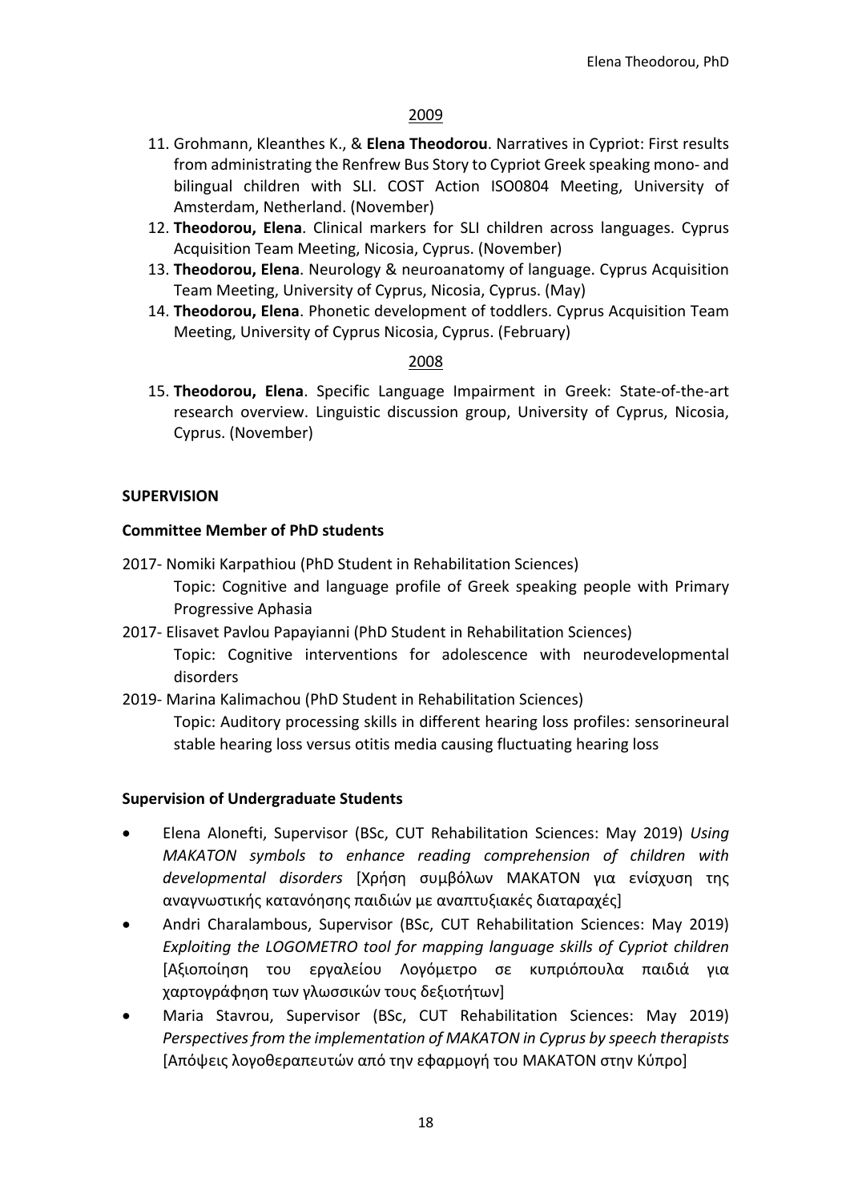2009

11. Grohmann, Kleanthes K., & **Elena Theodorou**. Narratives in Cypriot: First results from administrating the Renfrew Bus Story to Cypriot Greek speaking mono- and bilingual children with SLI. COST Action ISO0804 Meeting, University of Amsterdam, Netherland. (November)
12. **Theodorou, Elena**. Clinical markers for SLI children across languages. Cyprus Acquisition Team Meeting, Nicosia, Cyprus. (November)
13. **Theodorou, Elena**. Neurology & neuroanatomy of language. Cyprus Acquisition Team Meeting, University of Cyprus, Nicosia, Cyprus. (May)
14. **Theodorou, Elena**. Phonetic development of toddlers. Cyprus Acquisition Team Meeting, University of Cyprus Nicosia, Cyprus. (February)

2008

15. **Theodorou, Elena**. Specific Language Impairment in Greek: State-of-the-art research overview. Linguistic discussion group, University of Cyprus, Nicosia, Cyprus. (November)

**SUPERVISION**

**Committee Member of PhD students**

2017- Nomiki Karpathiou (PhD Student in Rehabilitation Sciences)
Topic: Cognitive and language profile of Greek speaking people with Primary Progressive Aphasia

2017- Elisavet Pavlou Papayianni (PhD Student in Rehabilitation Sciences)
Topic: Cognitive interventions for adolescence with neurodevelopmental disorders

2019- Marina Kalimachou (PhD Student in Rehabilitation Sciences)
Topic: Auditory processing skills in different hearing loss profiles: sensorineural stable hearing loss versus otitis media causing fluctuating hearing loss

**Supervision of Undergraduate Students**

- Elena Alonefti, Supervisor (BSc, CUT Rehabilitation Sciences: May 2019) *Using MAKATON symbols to enhance reading comprehension of children with developmental disorders* [Χρήση συμβόλων MAKATON για ενίσχυση της αναγνωστικής κατανόησης παιδιών με αναπτυξιακές διαταραχές]
- Andri Charalambous, Supervisor (BSc, CUT Rehabilitation Sciences: May 2019) *Exploiting the LOGOMETRO tool for mapping language skills of Cypriot children* [Αξιοποίηση του εργαλείου Λογόμετρο σε κυπριόπουλα παιδιά για χαρτογράφηση των γλωσσικών τους δεξιοτήτων]
- Maria Stavrou, Supervisor (BSc, CUT Rehabilitation Sciences: May 2019) *Perspectives from the implementation of MAKATON in Cyprus by speech therapists* [Απόψεις λογοθεραπευτών από την εφαρμογή του MAKATON στην Κύπρο]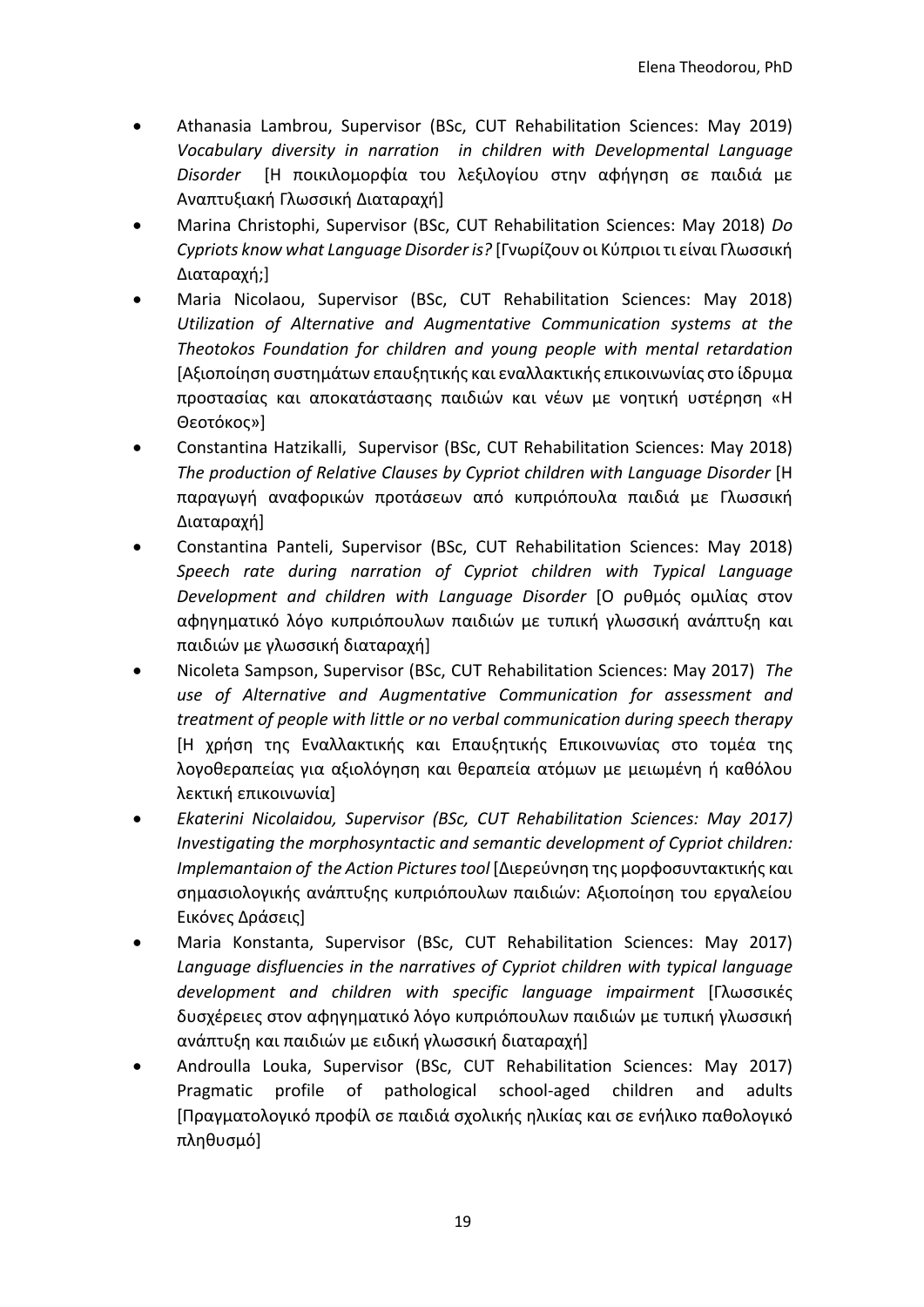- Athanasia Lambrou, Supervisor (BSc, CUT Rehabilitation Sciences: May 2019) *Vocabulary diversity in narration in children with Developmental Language Disorder* [Η ποικιλομορφία του λεξιλογίου στην αφήγηση σε παιδιά με Αναπτυξιακή Γλωσσική Διαταραχή]
- Marina Christophi, Supervisor (BSc, CUT Rehabilitation Sciences: May 2018) *Do Cypriots know what Language Disorder is?* [Γνωρίζουν οι Κύπριοι τι είναι Γλωσσική Διαταραχή;]
- Maria Nicolaou, Supervisor (BSc, CUT Rehabilitation Sciences: May 2018) *Utilization of Alternative and Augmentative Communication systems at the Theotokos Foundation for children and young people with mental retardation* [Αξιοποίηση συστημάτων επαυξητικής και εναλλακτικής επικοινωνίας στο ίδρυμα προστασίας και αποκατάστασης παιδιών και νέων με νοητική υστέρηση «Η Θεοτόκος»]
- Constantina Hatzikalli, Supervisor (BSc, CUT Rehabilitation Sciences: May 2018) *The production of Relative Clauses by Cypriot children with Language Disorder* [Η παραγωγή αναφορικών προτάσεων από κυπριόπουλα παιδιά με Γλωσσική Διαταραχή]
- Constantina Panteli, Supervisor (BSc, CUT Rehabilitation Sciences: May 2018) *Speech rate during narration of Cypriot children with Typical Language Development and children with Language Disorder* [Ο ρυθμός ομιλίας στον αφηγηματικό λόγο κυπριόπουλων παιδιών με τυπική γλωσσική ανάπτυξη και παιδιών με γλωσσική διαταραχή]
- Nicoleta Sampson, Supervisor (BSc, CUT Rehabilitation Sciences: May 2017) *The use of Alternative and Augmentative Communication for assessment and treatment of people with little or no verbal communication during speech therapy* [Η χρήση της Εναλλακτικής και Επαυξητικής Επικοινωνίας στο τομέα της λογοθεραπείας για αξιολόγηση και θεραπεία ατόμων με μειωμένη ή καθόλου λεκτική επικοινωνία]
- *Ekaterini Nicolaidou, Supervisor (BSc, CUT Rehabilitation Sciences: May 2017) Investigating the morphosyntactic and semantic development of Cypriot children: Implemantaion of the Action Pictures tool* [Διερεύνηση της μορφοσυντακτικής και σημασιολογικής ανάπτυξης κυπριόπουλων παιδιών: Αξιοποίηση του εργαλείου Εικόνες Δράσεις]
- Maria Konstanta, Supervisor (BSc, CUT Rehabilitation Sciences: May 2017) *Language disfluencies in the narratives of Cypriot children with typical language development and children with specific language impairment* [Γλωσσικές δυσχέρειες στον αφηγηματικό λόγο κυπριόπουλων παιδιών με τυπική γλωσσική ανάπτυξη και παιδιών με ειδική γλωσσική διαταραχή]
- Androulla Louka, Supervisor (BSc, CUT Rehabilitation Sciences: May 2017) Pragmatic profile of pathological school-aged children and adults [Πραγματολογικό προφίλ σε παιδιά σχολικής ηλικίας και σε ενήλικο παθολογικό πληθυσμό]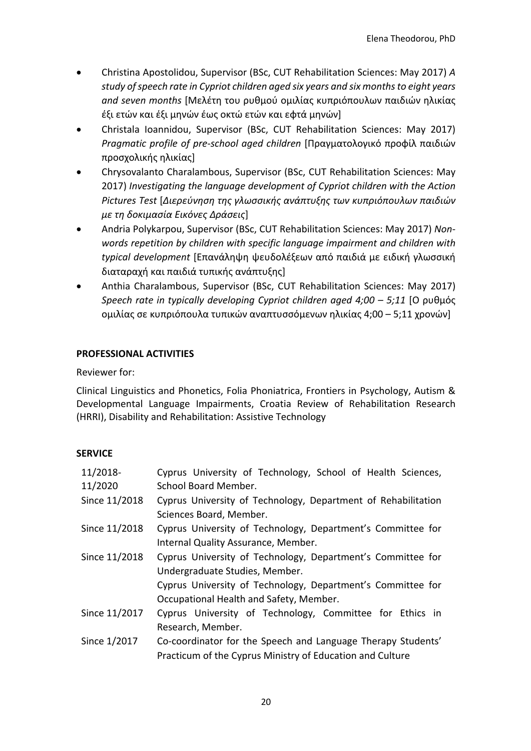- Christina Apostolidou, Supervisor (BSc, CUT Rehabilitation Sciences: May 2017) *A study of speech rate in Cypriot children aged six years and six months to eight years and seven months* [Μελέτη του ρυθμού ομιλίας κυπριόπουλων παιδιών ηλικίας έξι ετών και έξι μηνών έως οκτώ ετών και εφτά μηνών]
- Christala Ioannidou, Supervisor (BSc, CUT Rehabilitation Sciences: May 2017) *Pragmatic profile of pre-school aged children* [Πραγματολογικό προφίλ παιδιών προσχολικής ηλικίας]
- Chrysovalanto Charalambous, Supervisor (BSc, CUT Rehabilitation Sciences: May 2017) *Investigating the language development of Cypriot children with the Action Pictures Test* [*Διερεύνηση της γλωσσικής ανάπτυξης των κυπριόπουλων παιδιών με τη δοκιμασία Εικόνες Δράσεις*]
- Andria Polykarpou, Supervisor (BSc, CUT Rehabilitation Sciences: May 2017) *Non-words repetition by children with specific language impairment and children with typical development* [Επανάληψη ψευδολέξεων από παιδιά με ειδική γλωσσική διαταραχή και παιδιά τυπικής ανάπτυξης]
- Anthia Charalambous, Supervisor (BSc, CUT Rehabilitation Sciences: May 2017) *Speech rate in typically developing Cypriot children aged 4;00 – 5;11* [Ο ρυθμός ομιλίας σε κυπριόπουλα τυπικών αναπτυσσόμενων ηλικίας 4;00 – 5;11 χρονών]

**PROFESSIONAL ACTIVITIES**

Reviewer for:

Clinical Linguistics and Phonetics, Folia Phoniatrica, Frontiers in Psychology, Autism & Developmental Language Impairments, Croatia Review of Rehabilitation Research (HRRI), Disability and Rehabilitation: Assistive Technology

**SERVICE**

| | |
|---|---|
| 11/2018-11/2020 | Cyprus University of Technology, School of Health Sciences, School Board Member. |
| Since 11/2018 | Cyprus University of Technology, Department of Rehabilitation Sciences Board, Member. |
| Since 11/2018 | Cyprus University of Technology, Department's Committee for Internal Quality Assurance, Member. |
| Since 11/2018 | Cyprus University of Technology, Department's Committee for Undergraduate Studies, Member. |
| | Cyprus University of Technology, Department's Committee for Occupational Health and Safety, Member. |
| Since 11/2017 | Cyprus University of Technology, Committee for Ethics in Research, Member. |
| Since 1/2017 | Co-coordinator for the Speech and Language Therapy Students' Practicum of the Cyprus Ministry of Education and Culture |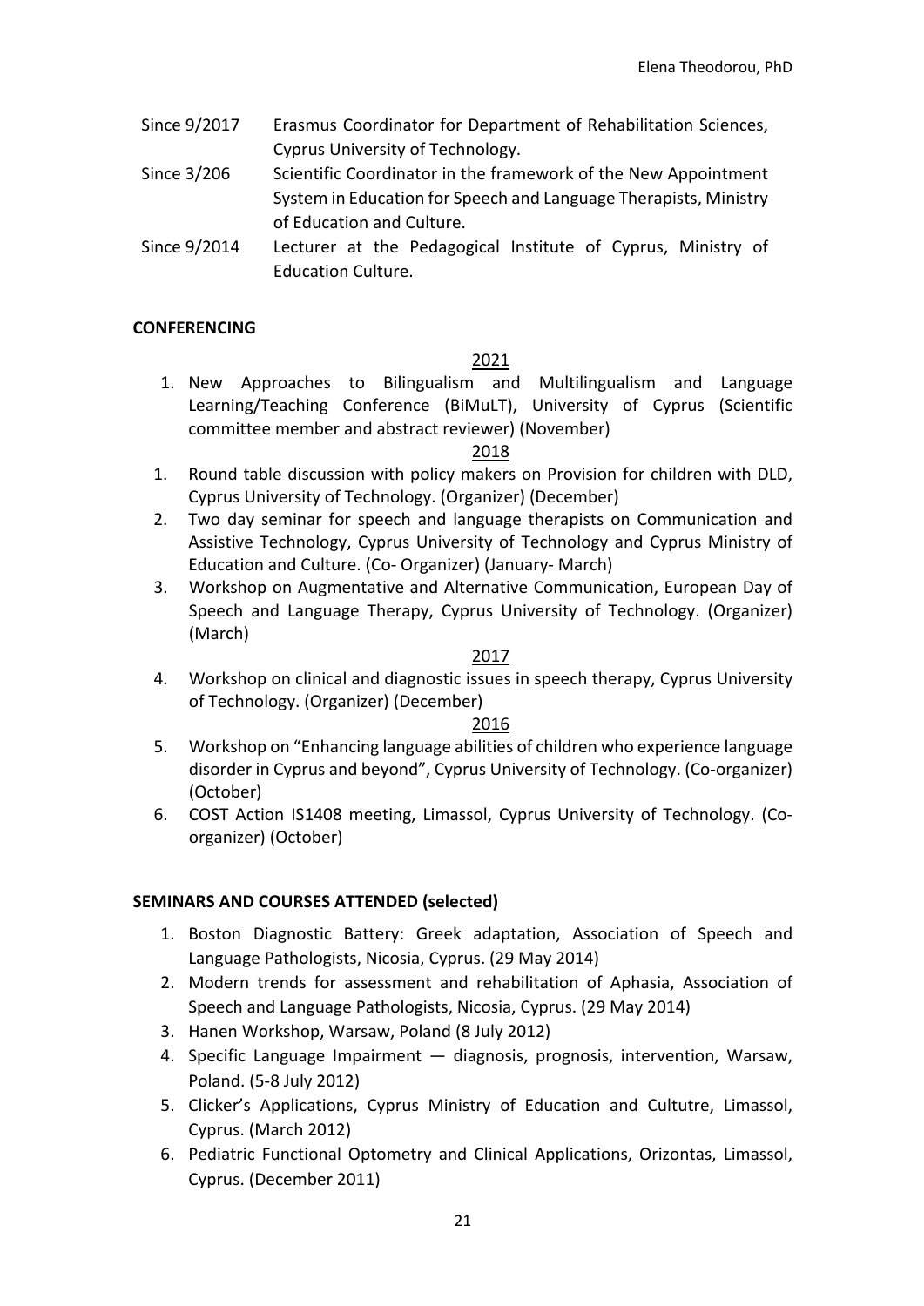| | |
|---|---|
| Since 9/2017 | Erasmus Coordinator for Department of Rehabilitation Sciences, Cyprus University of Technology. |
| Since 3/206 | Scientific Coordinator in the framework of the New Appointment System in Education for Speech and Language Therapists, Ministry of Education and Culture. |
| Since 9/2014 | Lecturer at the Pedagogical Institute of Cyprus, Ministry of Education Culture. |

**CONFERENCING**

2021

1. New Approaches to Bilingualism and Multilingualism and Language Learning/Teaching Conference (BiMuLT), University of Cyprus (Scientific committee member and abstract reviewer) (November)

2018

1. Round table discussion with policy makers on Provision for children with DLD, Cyprus University of Technology. (Organizer) (December)
2. Two day seminar for speech and language therapists on Communication and Assistive Technology, Cyprus University of Technology and Cyprus Ministry of Education and Culture. (Co- Organizer) (January- March)
3. Workshop on Augmentative and Alternative Communication, European Day of Speech and Language Therapy, Cyprus University of Technology. (Organizer) (March)

2017

4. Workshop on clinical and diagnostic issues in speech therapy, Cyprus University of Technology. (Organizer) (December)

2016

5. Workshop on "Enhancing language abilities of children who experience language disorder in Cyprus and beyond", Cyprus University of Technology. (Co-organizer) (October)
6. COST Action IS1408 meeting, Limassol, Cyprus University of Technology. (Co-organizer) (October)

**SEMINARS AND COURSES ATTENDED (selected)**

1. Boston Diagnostic Battery: Greek adaptation, Association of Speech and Language Pathologists, Nicosia, Cyprus. (29 May 2014)
2. Modern trends for assessment and rehabilitation of Aphasia, Association of Speech and Language Pathologists, Nicosia, Cyprus. (29 May 2014)
3. Hanen Workshop, Warsaw, Poland (8 July 2012)
4. Specific Language Impairment — diagnosis, prognosis, intervention, Warsaw, Poland. (5-8 July 2012)
5. Clicker's Applications, Cyprus Ministry of Education and Cultutre, Limassol, Cyprus. (March 2012)
6. Pediatric Functional Optometry and Clinical Applications, Orizontas, Limassol, Cyprus. (December 2011)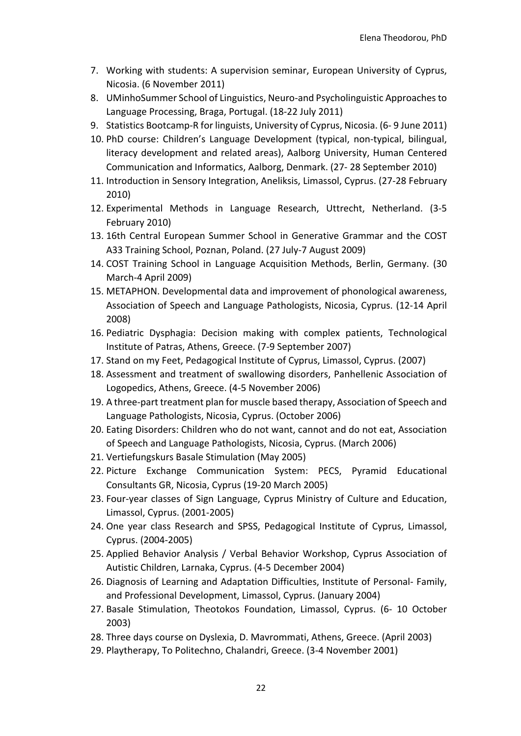7. Working with students: A supervision seminar, European University of Cyprus, Nicosia. (6 November 2011)
8. UMinhoSummer School of Linguistics, Neuro-and Psycholinguistic Approaches to Language Processing, Braga, Portugal. (18-22 July 2011)
9. Statistics Bootcamp-R for linguists, University of Cyprus, Nicosia. (6- 9 June 2011)
10. PhD course: Children's Language Development (typical, non-typical, bilingual, literacy development and related areas), Aalborg University, Human Centered Communication and Informatics, Aalborg, Denmark. (27- 28 September 2010)
11. Introduction in Sensory Integration, Aneliksis, Limassol, Cyprus. (27-28 February 2010)
12. Experimental Methods in Language Research, Uttrecht, Netherland. (3-5 February 2010)
13. 16th Central European Summer School in Generative Grammar and the COST A33 Training School, Poznan, Poland. (27 July-7 August 2009)
14. COST Training School in Language Acquisition Methods, Berlin, Germany. (30 March-4 April 2009)
15. METAPHON. Developmental data and improvement of phonological awareness, Association of Speech and Language Pathologists, Nicosia, Cyprus. (12-14 April 2008)
16. Pediatric Dysphagia: Decision making with complex patients, Technological Institute of Patras, Athens, Greece. (7-9 September 2007)
17. Stand on my Feet, Pedagogical Institute of Cyprus, Limassol, Cyprus. (2007)
18. Assessment and treatment of swallowing disorders, Panhellenic Association of Logopedics, Athens, Greece. (4-5 November 2006)
19. A three-part treatment plan for muscle based therapy, Association of Speech and Language Pathologists, Nicosia, Cyprus. (October 2006)
20. Eating Disorders: Children who do not want, cannot and do not eat, Association of Speech and Language Pathologists, Nicosia, Cyprus. (March 2006)
21. Vertiefungskurs Basale Stimulation (May 2005)
22. Picture Exchange Communication System: PECS, Pyramid Educational Consultants GR, Nicosia, Cyprus (19-20 March 2005)
23. Four-year classes of Sign Language, Cyprus Ministry of Culture and Education, Limassol, Cyprus. (2001-2005)
24. One year class Research and SPSS, Pedagogical Institute of Cyprus, Limassol, Cyprus. (2004-2005)
25. Applied Behavior Analysis / Verbal Behavior Workshop, Cyprus Association of Autistic Children, Larnaka, Cyprus. (4-5 December 2004)
26. Diagnosis of Learning and Adaptation Difficulties, Institute of Personal- Family, and Professional Development, Limassol, Cyprus. (January 2004)
27. Basale Stimulation, Theotokos Foundation, Limassol, Cyprus. (6- 10 October 2003)
28. Three days course on Dyslexia, D. Mavrommati, Athens, Greece. (April 2003)
29. Playtherapy, To Politechno, Chalandri, Greece. (3-4 November 2001)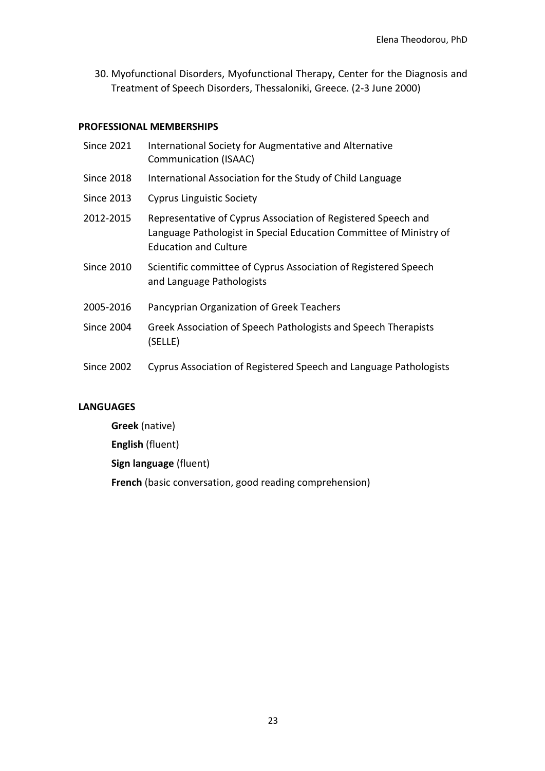30. Myofunctional Disorders, Myofunctional Therapy, Center for the Diagnosis and Treatment of Speech Disorders, Thessaloniki, Greece. (2-3 June 2000)

## PROFESSIONAL MEMBERSHIPS

| | |
|---|---|
| Since 2021 | International Society for Augmentative and Alternative Communication (ISAAC) |
| Since 2018 | International Association for the Study of Child Language |
| Since 2013 | Cyprus Linguistic Society |
| 2012-2015 | Representative of Cyprus Association of Registered Speech and Language Pathologist in Special Education Committee of Ministry of Education and Culture |
| Since 2010 | Scientific committee of Cyprus Association of Registered Speech and Language Pathologists |
| 2005-2016 | Pancyprian Organization of Greek Teachers |
| Since 2004 | Greek Association of Speech Pathologists and Speech Therapists (SELLE) |
| Since 2002 | Cyprus Association of Registered Speech and Language Pathologists |

## LANGUAGES

**Greek** (native)

**English** (fluent)

**Sign language** (fluent)

**French** (basic conversation, good reading comprehension)